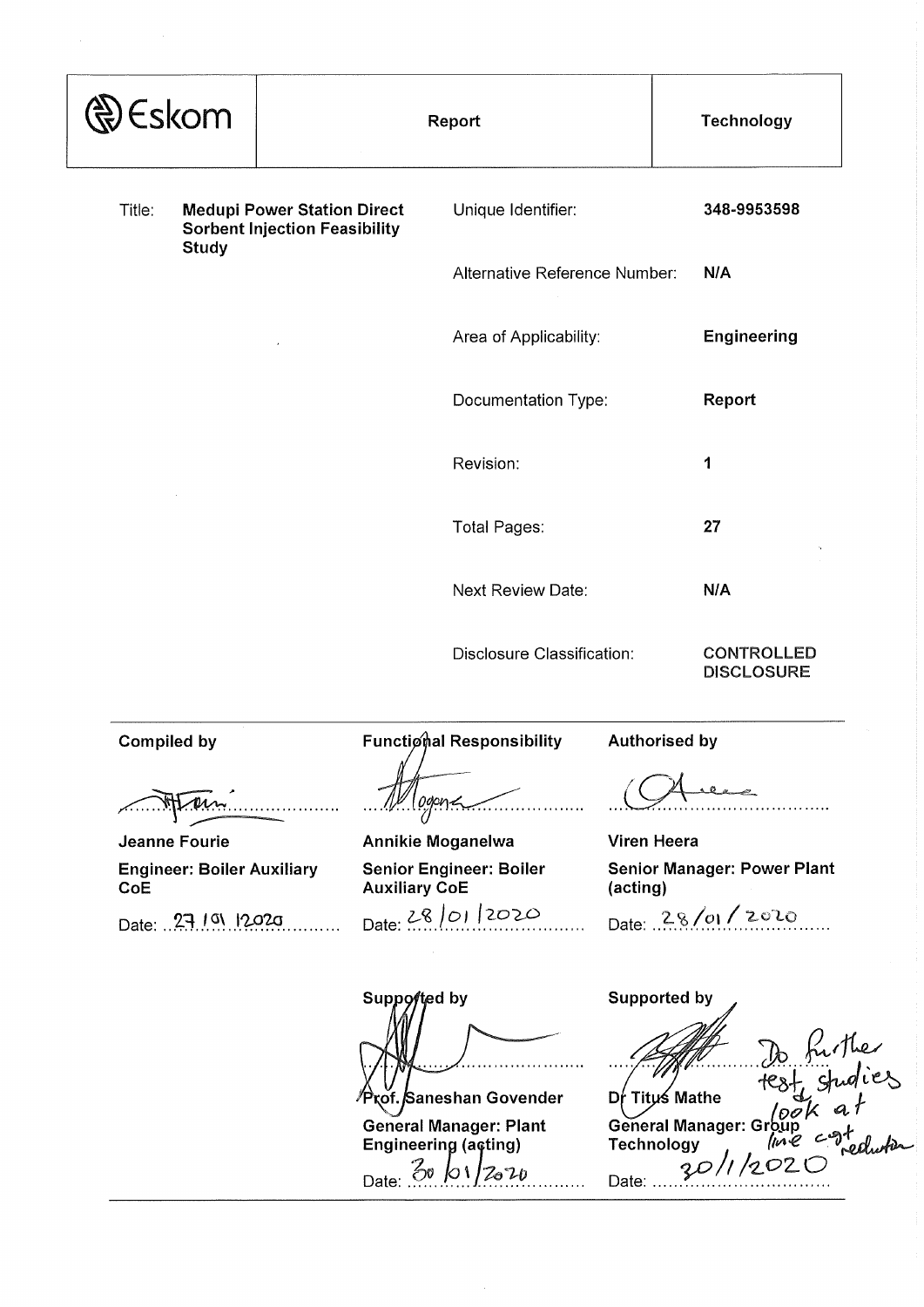| Eskom | Report | Technology |
|---|---|---|

| | | | |
|---|---|---|---|
| Title: | **Medupi Power Station Direct Sorbent Injection Feasibility Study** | Unique Identifier: | **348-9953598** |
| | | Alternative Reference Number: | **N/A** |
| | | Area of Applicability: | **Engineering** |
| | | Documentation Type: | **Report** |
| | | Revision: | **1** |
| | | Total Pages: | **27** |
| | | Next Review Date: | **N/A** |
| | | Disclosure Classification: | **CONTROLLED DISCLOSURE** |

| **Compiled by** | **Functional Responsibility** | **Authorised by** |
|---|---|---|
| ............................ | ............................ | ............................ |
| **Jeanne Fourie** | **Annikie Moganelwa** | **Viren Heera** |
| **Engineer: Boiler Auxiliary CoE** | **Senior Engineer: Boiler Auxiliary CoE** | **Senior Manager: Power Plant (acting)** |
| Date: 27/01/2020 | Date: 28/01/2020 | Date: 28/01/2020 |

| | **Supported by** | **Supported by** |
|---|---|---|
| | ............................ | ............................ |
| | **Prof. Saneshan Govender** | **Dr Titus Mathe** |
| | **General Manager: Plant Engineering (acting)** | **General Manager: Group Technology** |
| | Date: 30/01/2020 | Date: 30/1/2020 |

Do further test studies & look at lime cost reduction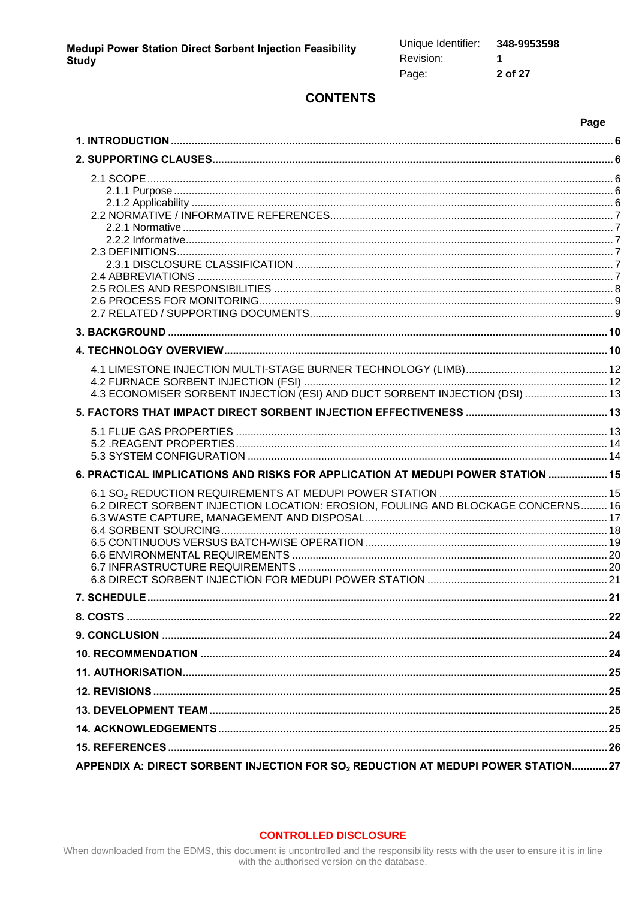# CONTENTS

| | Page |
|---|---|
| **1. INTRODUCTION** | **6** |
| **2. SUPPORTING CLAUSES** | **6** |
| 2.1 SCOPE | 6 |
| 2.1.1 Purpose | 6 |
| 2.1.2 Applicability | 6 |
| 2.2 NORMATIVE / INFORMATIVE REFERENCES | 7 |
| 2.2.1 Normative | 7 |
| 2.2.2 Informative | 7 |
| 2.3 DEFINITIONS | 7 |
| 2.3.1 DISCLOSURE CLASSIFICATION | 7 |
| 2.4 ABBREVIATIONS | 7 |
| 2.5 ROLES AND RESPONSIBILITIES | 8 |
| 2.6 PROCESS FOR MONITORING | 9 |
| 2.7 RELATED / SUPPORTING DOCUMENTS | 9 |
| **3. BACKGROUND** | **10** |
| **4. TECHNOLOGY OVERVIEW** | **10** |
| 4.1 LIMESTONE INJECTION MULTI-STAGE BURNER TECHNOLOGY (LIMB) | 12 |
| 4.2 FURNACE SORBENT INJECTION (FSI) | 12 |
| 4.3 ECONOMISER SORBENT INJECTION (ESI) AND DUCT SORBENT INJECTION (DSI) | 13 |
| **5. FACTORS THAT IMPACT DIRECT SORBENT INJECTION EFFECTIVENESS** | **13** |
| 5.1 FLUE GAS PROPERTIES | 13 |
| 5.2 .REAGENT PROPERTIES | 14 |
| 5.3 SYSTEM CONFIGURATION | 14 |
| **6. PRACTICAL IMPLICATIONS AND RISKS FOR APPLICATION AT MEDUPI POWER STATION** | **15** |
| 6.1 $SO_2$ REDUCTION REQUIREMENTS AT MEDUPI POWER STATION | 15 |
| 6.2 DIRECT SORBENT INJECTION LOCATION: EROSION, FOULING AND BLOCKAGE CONCERNS | 16 |
| 6.3 WASTE CAPTURE, MANAGEMENT AND DISPOSAL | 17 |
| 6.4 SORBENT SOURCING | 18 |
| 6.5 CONTINUOUS VERSUS BATCH-WISE OPERATION | 19 |
| 6.6 ENVIRONMENTAL REQUIREMENTS | 20 |
| 6.7 INFRASTRUCTURE REQUIREMENTS | 20 |
| 6.8 DIRECT SORBENT INJECTION FOR MEDUPI POWER STATION | 21 |
| **7. SCHEDULE** | **21** |
| **8. COSTS** | **22** |
| **9. CONCLUSION** | **24** |
| **10. RECOMMENDATION** | **24** |
| **11. AUTHORISATION** | **25** |
| **12. REVISIONS** | **25** |
| **13. DEVELOPMENT TEAM** | **25** |
| **14. ACKNOWLEDGEMENTS** | **25** |
| **15. REFERENCES** | **26** |
| **APPENDIX A: DIRECT SORBENT INJECTION FOR $SO_2$ REDUCTION AT MEDUPI POWER STATION** | **27** |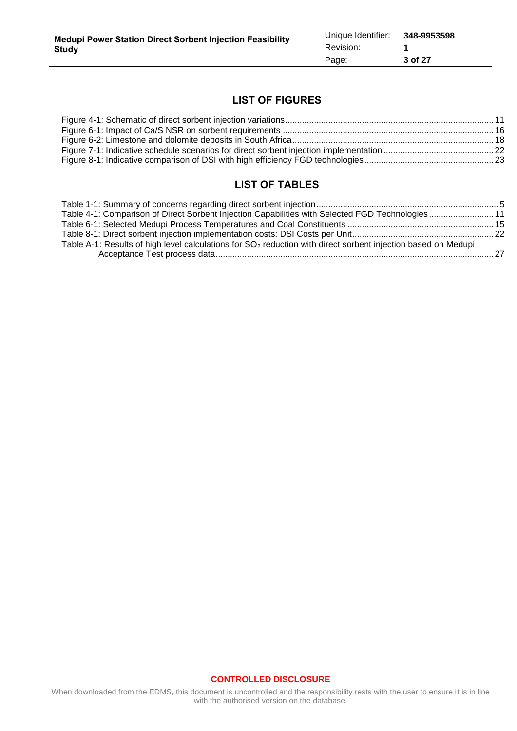## LIST OF FIGURES

Figure 4-1: Schematic of direct sorbent injection variations ........ 11
Figure 6-1: Impact of Ca/S NSR on sorbent requirements ........ 16
Figure 6-2: Limestone and dolomite deposits in South Africa ........ 18
Figure 7-1: Indicative schedule scenarios for direct sorbent injection implementation ........ 22
Figure 8-1: Indicative comparison of DSI with high efficiency FGD technologies ........ 23

## LIST OF TABLES

Table 1-1: Summary of concerns regarding direct sorbent injection ........ 5
Table 4-1: Comparison of Direct Sorbent Injection Capabilities with Selected FGD Technologies ........ 11
Table 6-1: Selected Medupi Process Temperatures and Coal Constituents ........ 15
Table 8-1: Direct sorbent injection implementation costs: DSI Costs per Unit ........ 22
Table A-1: Results of high level calculations for $SO_2$ reduction with direct sorbent injection based on Medupi Acceptance Test process data ........ 27

**CONTROLLED DISCLOSURE**

When downloaded from the EDMS, this document is uncontrolled and the responsibility rests with the user to ensure it is in line with the authorised version on the database.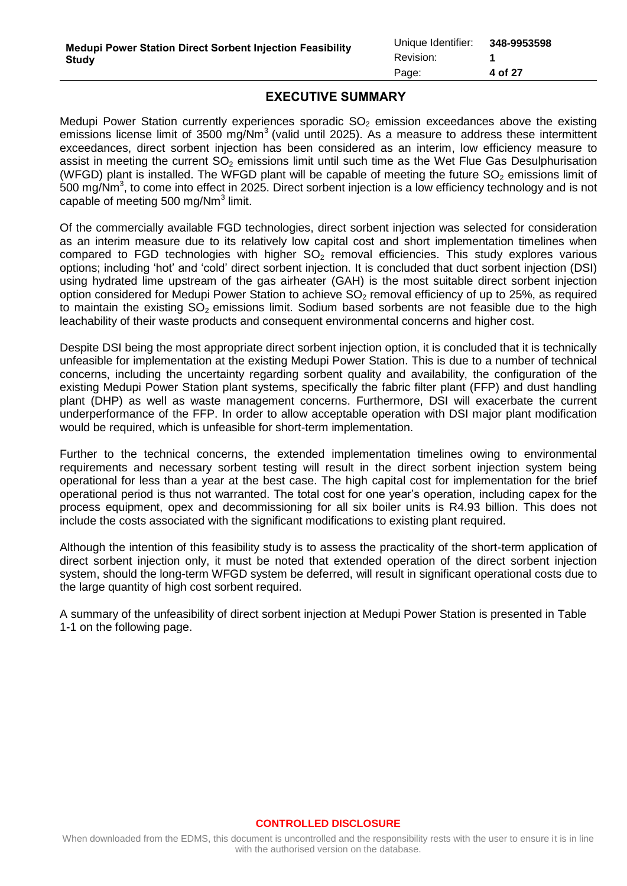## EXECUTIVE SUMMARY

Medupi Power Station currently experiences sporadic $SO_2$ emission exceedances above the existing emissions license limit of 3500 mg/Nm$^3$ (valid until 2025). As a measure to address these intermittent exceedances, direct sorbent injection has been considered as an interim, low efficiency measure to assist in meeting the current $SO_2$ emissions limit until such time as the Wet Flue Gas Desulphurisation (WFGD) plant is installed. The WFGD plant will be capable of meeting the future $SO_2$ emissions limit of 500 mg/Nm$^3$, to come into effect in 2025. Direct sorbent injection is a low efficiency technology and is not capable of meeting 500 mg/Nm$^3$ limit.

Of the commercially available FGD technologies, direct sorbent injection was selected for consideration as an interim measure due to its relatively low capital cost and short implementation timelines when compared to FGD technologies with higher $SO_2$ removal efficiencies. This study explores various options; including 'hot' and 'cold' direct sorbent injection. It is concluded that duct sorbent injection (DSI) using hydrated lime upstream of the gas airheater (GAH) is the most suitable direct sorbent injection option considered for Medupi Power Station to achieve $SO_2$ removal efficiency of up to 25%, as required to maintain the existing $SO_2$ emissions limit. Sodium based sorbents are not feasible due to the high leachability of their waste products and consequent environmental concerns and higher cost.

Despite DSI being the most appropriate direct sorbent injection option, it is concluded that it is technically unfeasible for implementation at the existing Medupi Power Station. This is due to a number of technical concerns, including the uncertainty regarding sorbent quality and availability, the configuration of the existing Medupi Power Station plant systems, specifically the fabric filter plant (FFP) and dust handling plant (DHP) as well as waste management concerns. Furthermore, DSI will exacerbate the current underperformance of the FFP. In order to allow acceptable operation with DSI major plant modification would be required, which is unfeasible for short-term implementation.

Further to the technical concerns, the extended implementation timelines owing to environmental requirements and necessary sorbent testing will result in the direct sorbent injection system being operational for less than a year at the best case. The high capital cost for implementation for the brief operational period is thus not warranted. The total cost for one year's operation, including capex for the process equipment, opex and decommissioning for all six boiler units is R4.93 billion. This does not include the costs associated with the significant modifications to existing plant required.

Although the intention of this feasibility study is to assess the practicality of the short-term application of direct sorbent injection only, it must be noted that extended operation of the direct sorbent injection system, should the long-term WFGD system be deferred, will result in significant operational costs due to the large quantity of high cost sorbent required.

A summary of the unfeasibility of direct sorbent injection at Medupi Power Station is presented in Table 1-1 on the following page.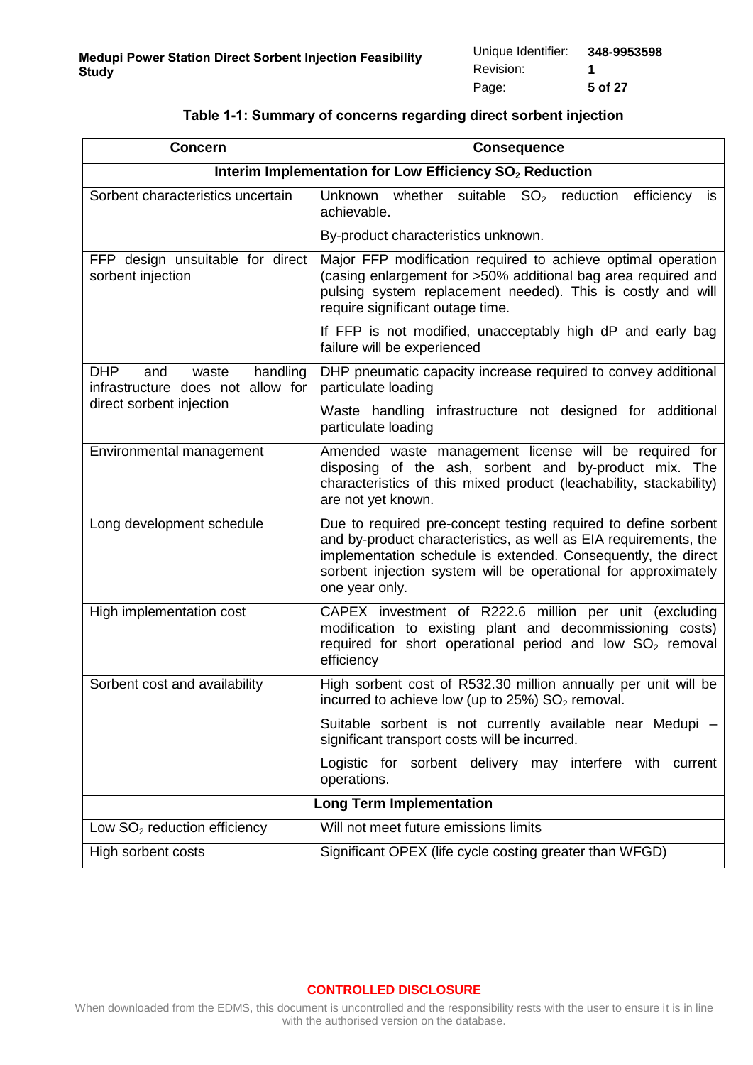**Table 1-1: Summary of concerns regarding direct sorbent injection**

| Concern | Consequence |
|---|---|
| **Interim Implementation for Low Efficiency $SO_2$ Reduction** | |
| Sorbent characteristics uncertain | Unknown whether suitable $SO_2$ reduction efficiency is achievable. |
| | By-product characteristics unknown. |
| FFP design unsuitable for direct sorbent injection | Major FFP modification required to achieve optimal operation (casing enlargement for >50% additional bag area required and pulsing system replacement needed). This is costly and will require significant outage time. |
| | If FFP is not modified, unacceptably high dP and early bag failure will be experienced |
| DHP and waste handling infrastructure does not allow for direct sorbent injection | DHP pneumatic capacity increase required to convey additional particulate loading |
| | Waste handling infrastructure not designed for additional particulate loading |
| Environmental management | Amended waste management license will be required for disposing of the ash, sorbent and by-product mix. The characteristics of this mixed product (leachability, stackability) are not yet known. |
| Long development schedule | Due to required pre-concept testing required to define sorbent and by-product characteristics, as well as EIA requirements, the implementation schedule is extended. Consequently, the direct sorbent injection system will be operational for approximately one year only. |
| High implementation cost | CAPEX investment of R222.6 million per unit (excluding modification to existing plant and decommissioning costs) required for short operational period and low $SO_2$ removal efficiency |
| Sorbent cost and availability | High sorbent cost of R532.30 million annually per unit will be incurred to achieve low (up to 25%) $SO_2$ removal. |
| | Suitable sorbent is not currently available near Medupi – significant transport costs will be incurred. |
| | Logistic for sorbent delivery may interfere with current operations. |
| **Long Term Implementation** | |
| Low $SO_2$ reduction efficiency | Will not meet future emissions limits |
| High sorbent costs | Significant OPEX (life cycle costing greater than WFGD) |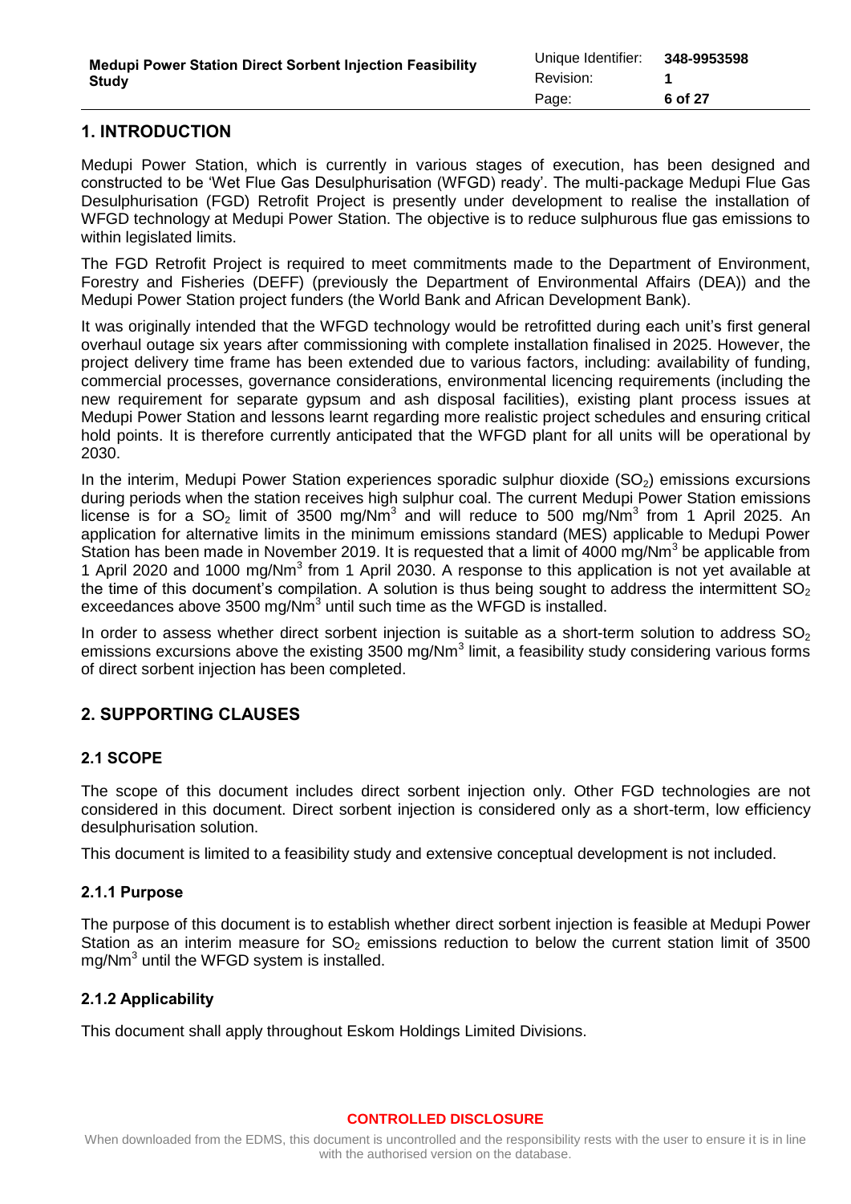# 1. INTRODUCTION

Medupi Power Station, which is currently in various stages of execution, has been designed and constructed to be 'Wet Flue Gas Desulphurisation (WFGD) ready'. The multi-package Medupi Flue Gas Desulphurisation (FGD) Retrofit Project is presently under development to realise the installation of WFGD technology at Medupi Power Station. The objective is to reduce sulphurous flue gas emissions to within legislated limits.

The FGD Retrofit Project is required to meet commitments made to the Department of Environment, Forestry and Fisheries (DEFF) (previously the Department of Environmental Affairs (DEA)) and the Medupi Power Station project funders (the World Bank and African Development Bank).

It was originally intended that the WFGD technology would be retrofitted during each unit's first general overhaul outage six years after commissioning with complete installation finalised in 2025. However, the project delivery time frame has been extended due to various factors, including: availability of funding, commercial processes, governance considerations, environmental licencing requirements (including the new requirement for separate gypsum and ash disposal facilities), existing plant process issues at Medupi Power Station and lessons learnt regarding more realistic project schedules and ensuring critical hold points. It is therefore currently anticipated that the WFGD plant for all units will be operational by 2030.

In the interim, Medupi Power Station experiences sporadic sulphur dioxide ($SO_2$) emissions excursions during periods when the station receives high sulphur coal. The current Medupi Power Station emissions license is for a $SO_2$ limit of 3500 mg/Nm$^3$ and will reduce to 500 mg/Nm$^3$ from 1 April 2025. An application for alternative limits in the minimum emissions standard (MES) applicable to Medupi Power Station has been made in November 2019. It is requested that a limit of 4000 mg/Nm$^3$ be applicable from 1 April 2020 and 1000 mg/Nm$^3$ from 1 April 2030. A response to this application is not yet available at the time of this document's compilation. A solution is thus being sought to address the intermittent $SO_2$ exceedances above 3500 mg/Nm$^3$ until such time as the WFGD is installed.

In order to assess whether direct sorbent injection is suitable as a short-term solution to address $SO_2$ emissions excursions above the existing 3500 mg/Nm$^3$ limit, a feasibility study considering various forms of direct sorbent injection has been completed.

# 2. SUPPORTING CLAUSES

## 2.1 SCOPE

The scope of this document includes direct sorbent injection only. Other FGD technologies are not considered in this document. Direct sorbent injection is considered only as a short-term, low efficiency desulphurisation solution.

This document is limited to a feasibility study and extensive conceptual development is not included.

### 2.1.1 Purpose

The purpose of this document is to establish whether direct sorbent injection is feasible at Medupi Power Station as an interim measure for $SO_2$ emissions reduction to below the current station limit of 3500 mg/Nm$^3$ until the WFGD system is installed.

### 2.1.2 Applicability

This document shall apply throughout Eskom Holdings Limited Divisions.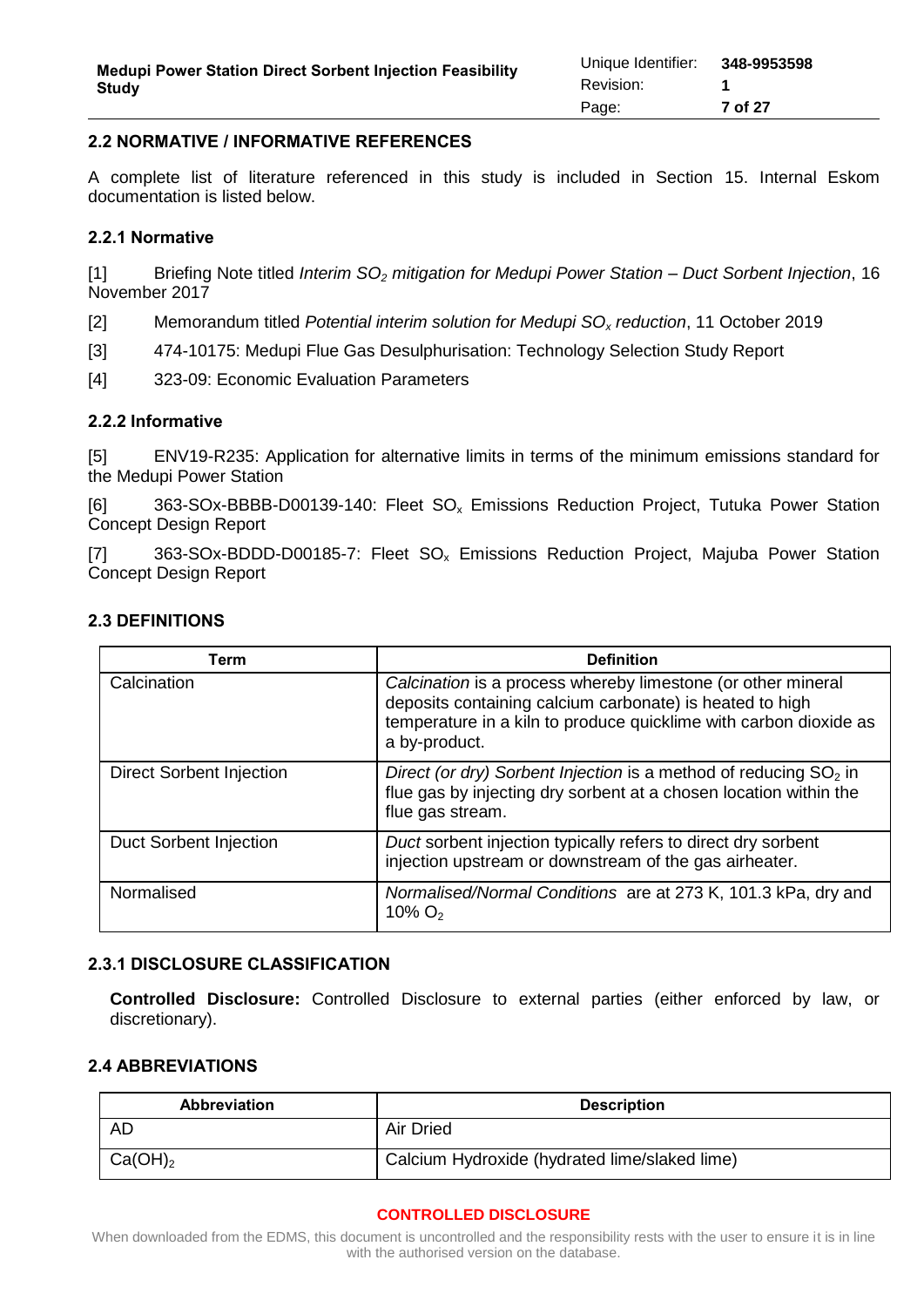## 2.2 NORMATIVE / INFORMATIVE REFERENCES

A complete list of literature referenced in this study is included in Section 15. Internal Eskom documentation is listed below.

### 2.2.1 Normative

[1] Briefing Note titled *Interim $SO_2$ mitigation for Medupi Power Station – Duct Sorbent Injection*, 16 November 2017

[2] Memorandum titled *Potential interim solution for Medupi $SO_x$ reduction*, 11 October 2019

[3] 474-10175: Medupi Flue Gas Desulphurisation: Technology Selection Study Report

[4] 323-09: Economic Evaluation Parameters

### 2.2.2 Informative

[5] ENV19-R235: Application for alternative limits in terms of the minimum emissions standard for the Medupi Power Station

[6] 363-SOx-BBBB-D00139-140: Fleet $SO_x$ Emissions Reduction Project, Tutuka Power Station Concept Design Report

[7] 363-SOx-BDDD-D00185-7: Fleet $SO_x$ Emissions Reduction Project, Majuba Power Station Concept Design Report

## 2.3 DEFINITIONS

| Term | Definition |
|---|---|
| Calcination | *Calcination* is a process whereby limestone (or other mineral deposits containing calcium carbonate) is heated to high temperature in a kiln to produce quicklime with carbon dioxide as a by-product. |
| Direct Sorbent Injection | *Direct (or dry) Sorbent Injection* is a method of reducing $SO_2$ in flue gas by injecting dry sorbent at a chosen location within the flue gas stream. |
| Duct Sorbent Injection | *Duct* sorbent injection typically refers to direct dry sorbent injection upstream or downstream of the gas airheater. |
| Normalised | *Normalised/Normal Conditions* are at 273 K, 101.3 kPa, dry and 10% $O_2$ |

### 2.3.1 DISCLOSURE CLASSIFICATION

**Controlled Disclosure:** Controlled Disclosure to external parties (either enforced by law, or discretionary).

## 2.4 ABBREVIATIONS

| Abbreviation | Description |
|---|---|
| AD | Air Dried |
| $Ca(OH)_2$ | Calcium Hydroxide (hydrated lime/slaked lime) |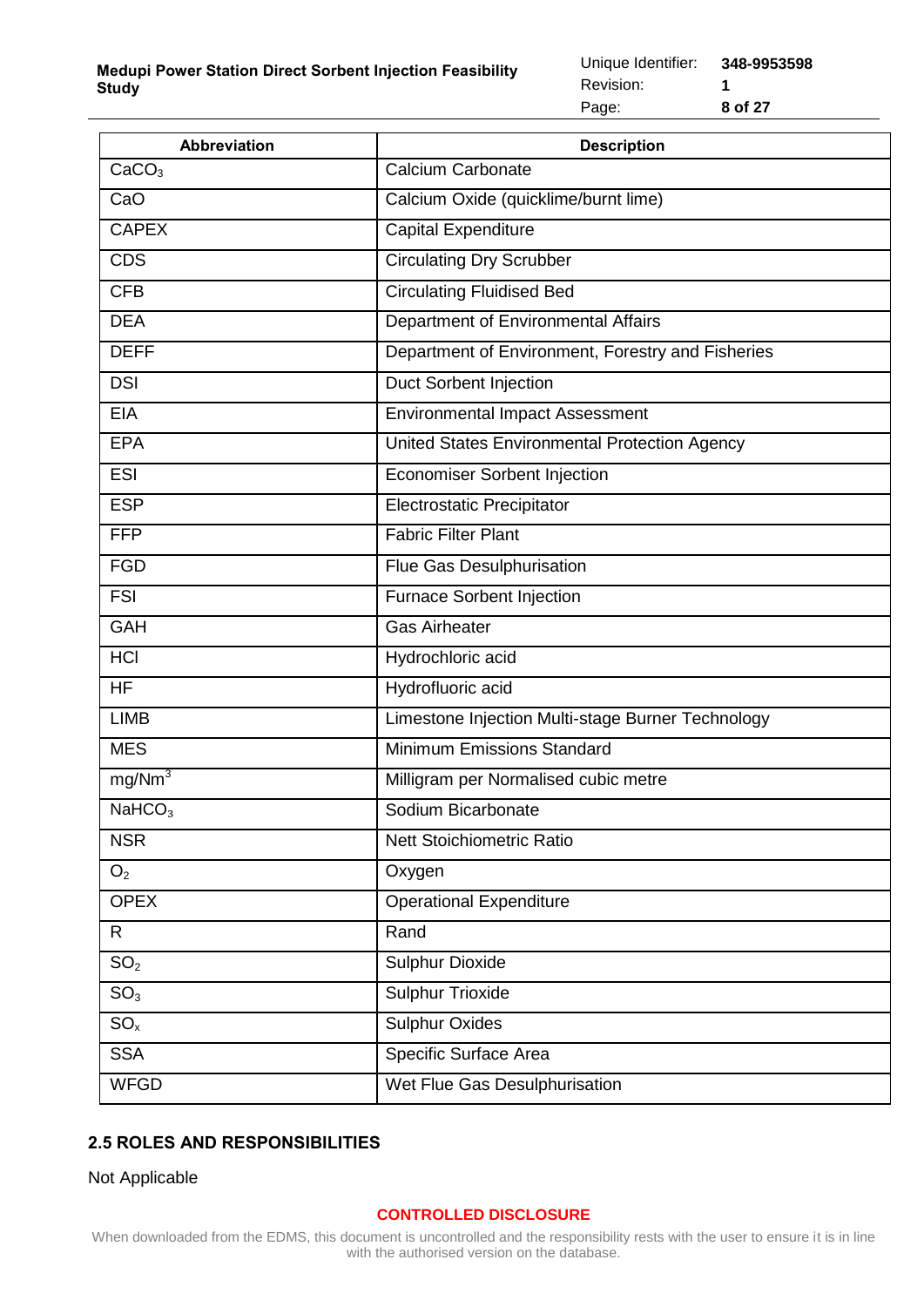| Abbreviation | Description |
| --- | --- |
| $CaCO_3$ | Calcium Carbonate |
| CaO | Calcium Oxide (quicklime/burnt lime) |
| CAPEX | Capital Expenditure |
| CDS | Circulating Dry Scrubber |
| CFB | Circulating Fluidised Bed |
| DEA | Department of Environmental Affairs |
| DEFF | Department of Environment, Forestry and Fisheries |
| DSI | Duct Sorbent Injection |
| EIA | Environmental Impact Assessment |
| EPA | United States Environmental Protection Agency |
| ESI | Economiser Sorbent Injection |
| ESP | Electrostatic Precipitator |
| FFP | Fabric Filter Plant |
| FGD | Flue Gas Desulphurisation |
| FSI | Furnace Sorbent Injection |
| GAH | Gas Airheater |
| HCl | Hydrochloric acid |
| HF | Hydrofluoric acid |
| LIMB | Limestone Injection Multi-stage Burner Technology |
| MES | Minimum Emissions Standard |
| $mg/Nm^3$ | Milligram per Normalised cubic metre |
| $NaHCO_3$ | Sodium Bicarbonate |
| NSR | Nett Stoichiometric Ratio |
| $O_2$ | Oxygen |
| OPEX | Operational Expenditure |
| R | Rand |
| $SO_2$ | Sulphur Dioxide |
| $SO_3$ | Sulphur Trioxide |
| $SO_x$ | Sulphur Oxides |
| SSA | Specific Surface Area |
| WFGD | Wet Flue Gas Desulphurisation |

## 2.5 ROLES AND RESPONSIBILITIES

Not Applicable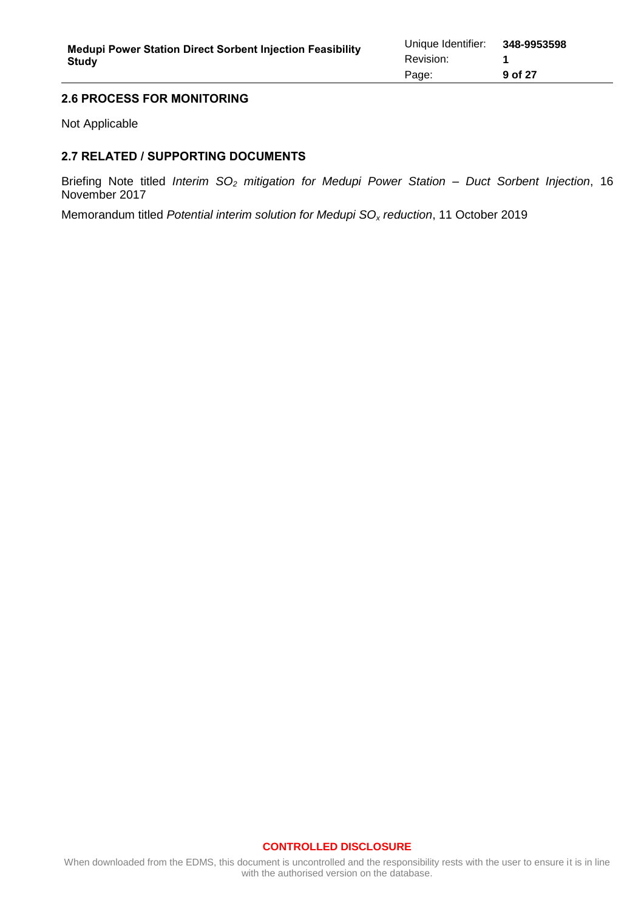## 2.6 PROCESS FOR MONITORING

Not Applicable

## 2.7 RELATED / SUPPORTING DOCUMENTS

Briefing Note titled *Interim $SO_2$ mitigation for Medupi Power Station – Duct Sorbent Injection*, 16 November 2017

Memorandum titled *Potential interim solution for Medupi $SO_x$ reduction*, 11 October 2019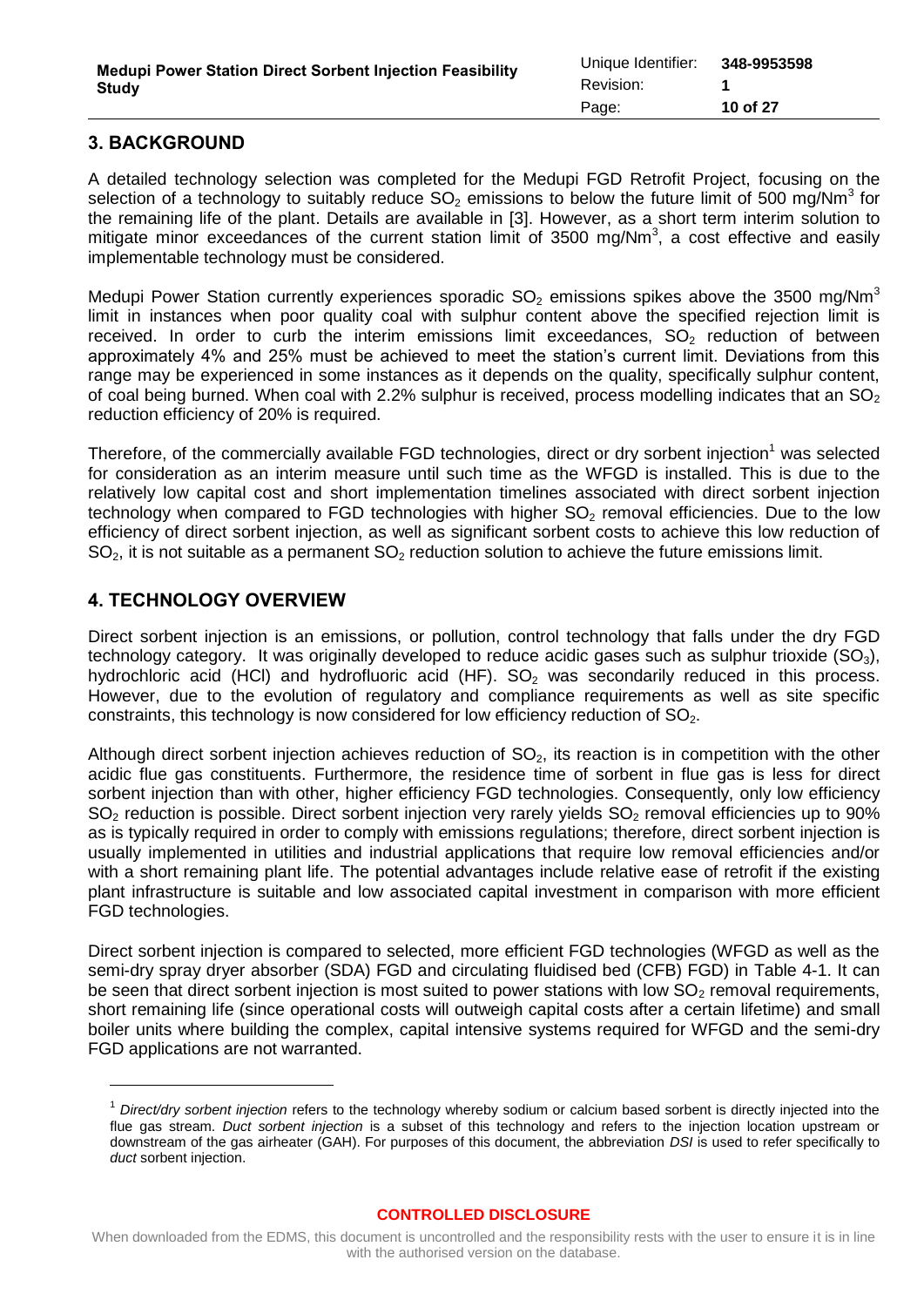## 3. BACKGROUND

A detailed technology selection was completed for the Medupi FGD Retrofit Project, focusing on the selection of a technology to suitably reduce $SO_2$ emissions to below the future limit of 500 mg/Nm$^3$ for the remaining life of the plant. Details are available in [3]. However, as a short term interim solution to mitigate minor exceedances of the current station limit of 3500 mg/Nm$^3$, a cost effective and easily implementable technology must be considered.

Medupi Power Station currently experiences sporadic $SO_2$ emissions spikes above the 3500 mg/Nm$^3$ limit in instances when poor quality coal with sulphur content above the specified rejection limit is received. In order to curb the interim emissions limit exceedances, $SO_2$ reduction of between approximately 4% and 25% must be achieved to meet the station's current limit. Deviations from this range may be experienced in some instances as it depends on the quality, specifically sulphur content, of coal being burned. When coal with 2.2% sulphur is received, process modelling indicates that an $SO_2$ reduction efficiency of 20% is required.

Therefore, of the commercially available FGD technologies, direct or dry sorbent injection[1] was selected for consideration as an interim measure until such time as the WFGD is installed. This is due to the relatively low capital cost and short implementation timelines associated with direct sorbent injection technology when compared to FGD technologies with higher $SO_2$ removal efficiencies. Due to the low efficiency of direct sorbent injection, as well as significant sorbent costs to achieve this low reduction of $SO_2$, it is not suitable as a permanent $SO_2$ reduction solution to achieve the future emissions limit.

## 4. TECHNOLOGY OVERVIEW

Direct sorbent injection is an emissions, or pollution, control technology that falls under the dry FGD technology category. It was originally developed to reduce acidic gases such as sulphur trioxide ($SO_3$), hydrochloric acid (HCl) and hydrofluoric acid (HF). $SO_2$ was secondarily reduced in this process. However, due to the evolution of regulatory and compliance requirements as well as site specific constraints, this technology is now considered for low efficiency reduction of $SO_2$.

Although direct sorbent injection achieves reduction of $SO_2$, its reaction is in competition with the other acidic flue gas constituents. Furthermore, the residence time of sorbent in flue gas is less for direct sorbent injection than with other, higher efficiency FGD technologies. Consequently, only low efficiency $SO_2$ reduction is possible. Direct sorbent injection very rarely yields $SO_2$ removal efficiencies up to 90% as is typically required in order to comply with emissions regulations; therefore, direct sorbent injection is usually implemented in utilities and industrial applications that require low removal efficiencies and/or with a short remaining plant life. The potential advantages include relative ease of retrofit if the existing plant infrastructure is suitable and low associated capital investment in comparison with more efficient FGD technologies.

Direct sorbent injection is compared to selected, more efficient FGD technologies (WFGD as well as the semi-dry spray dryer absorber (SDA) FGD and circulating fluidised bed (CFB) FGD) in Table 4-1. It can be seen that direct sorbent injection is most suited to power stations with low $SO_2$ removal requirements, short remaining life (since operational costs will outweigh capital costs after a certain lifetime) and small boiler units where building the complex, capital intensive systems required for WFGD and the semi-dry FGD applications are not warranted.

---

[1] *Direct/dry sorbent injection* refers to the technology whereby sodium or calcium based sorbent is directly injected into the flue gas stream. *Duct sorbent injection* is a subset of this technology and refers to the injection location upstream or downstream of the gas airheater (GAH). For purposes of this document, the abbreviation *DSI* is used to refer specifically to *duct* sorbent injection.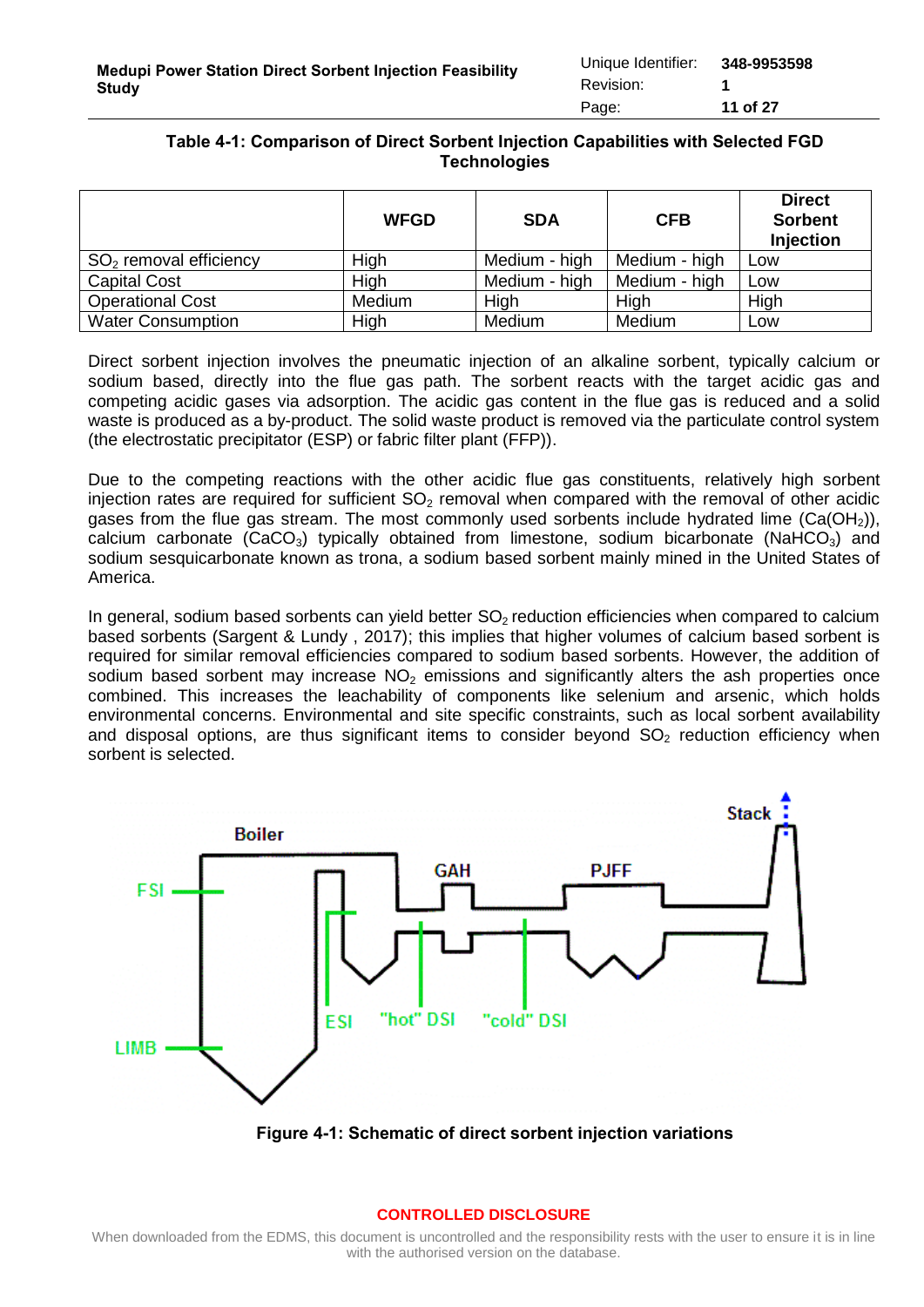**Table 4-1: Comparison of Direct Sorbent Injection Capabilities with Selected FGD Technologies**

| | WFGD | SDA | CFB | Direct Sorbent Injection |
|---|---|---|---|---|
| $SO_2$ removal efficiency | High | Medium - high | Medium - high | Low |
| Capital Cost | High | Medium - high | Medium - high | Low |
| Operational Cost | Medium | High | High | High |
| Water Consumption | High | Medium | Medium | Low |

Direct sorbent injection involves the pneumatic injection of an alkaline sorbent, typically calcium or sodium based, directly into the flue gas path. The sorbent reacts with the target acidic gas and competing acidic gases via adsorption. The acidic gas content in the flue gas is reduced and a solid waste is produced as a by-product. The solid waste product is removed via the particulate control system (the electrostatic precipitator (ESP) or fabric filter plant (FFP)).

Due to the competing reactions with the other acidic flue gas constituents, relatively high sorbent injection rates are required for sufficient $SO_2$ removal when compared with the removal of other acidic gases from the flue gas stream. The most commonly used sorbents include hydrated lime ($Ca(OH_2)$), calcium carbonate ($CaCO_3$) typically obtained from limestone, sodium bicarbonate ($NaHCO_3$) and sodium sesquicarbonate known as trona, a sodium based sorbent mainly mined in the United States of America.

In general, sodium based sorbents can yield better $SO_2$ reduction efficiencies when compared to calcium based sorbents (Sargent & Lundy , 2017); this implies that higher volumes of calcium based sorbent is required for similar removal efficiencies compared to sodium based sorbents. However, the addition of sodium based sorbent may increase $NO_2$ emissions and significantly alters the ash properties once combined. This increases the leachability of components like selenium and arsenic, which holds environmental concerns. Environmental and site specific constraints, such as local sorbent availability and disposal options, are thus significant items to consider beyond $SO_2$ reduction efficiency when sorbent is selected.

**Figure 4-1: Schematic of direct sorbent injection variations**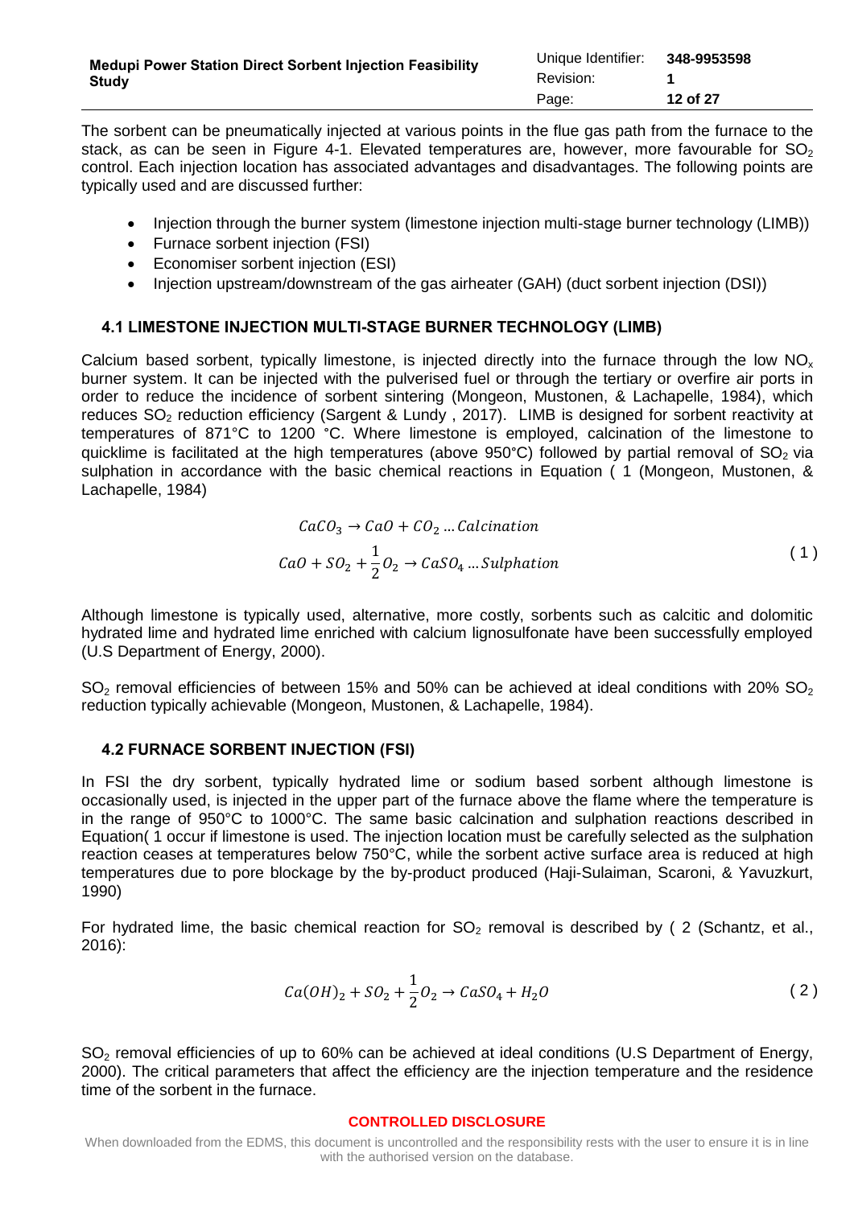The sorbent can be pneumatically injected at various points in the flue gas path from the furnace to the stack, as can be seen in Figure 4-1. Elevated temperatures are, however, more favourable for $SO_2$ control. Each injection location has associated advantages and disadvantages. The following points are typically used and are discussed further:

- Injection through the burner system (limestone injection multi-stage burner technology (LIMB))
- Furnace sorbent injection (FSI)
- Economiser sorbent injection (ESI)
- Injection upstream/downstream of the gas airheater (GAH) (duct sorbent injection (DSI))

## 4.1 LIMESTONE INJECTION MULTI-STAGE BURNER TECHNOLOGY (LIMB)

Calcium based sorbent, typically limestone, is injected directly into the furnace through the low $NO_x$ burner system. It can be injected with the pulverised fuel or through the tertiary or overfire air ports in order to reduce the incidence of sorbent sintering (Mongeon, Mustonen, & Lachapelle, 1984), which reduces $SO_2$ reduction efficiency (Sargent & Lundy , 2017). LIMB is designed for sorbent reactivity at temperatures of 871°C to 1200 °C. Where limestone is employed, calcination of the limestone to quicklime is facilitated at the high temperatures (above 950°C) followed by partial removal of $SO_2$ via sulphation in accordance with the basic chemical reactions in Equation ( 1 (Mongeon, Mustonen, & Lachapelle, 1984)

$$CaCO_3 \rightarrow CaO + CO_2 \ldots Calcination$$
$$CaO + SO_2 + \frac{1}{2}O_2 \rightarrow CaSO_4 \ldots Sulphation \qquad (1)$$

Although limestone is typically used, alternative, more costly, sorbents such as calcitic and dolomitic hydrated lime and hydrated lime enriched with calcium lignosulfonate have been successfully employed (U.S Department of Energy, 2000).

$SO_2$ removal efficiencies of between 15% and 50% can be achieved at ideal conditions with 20% $SO_2$ reduction typically achievable (Mongeon, Mustonen, & Lachapelle, 1984).

## 4.2 FURNACE SORBENT INJECTION (FSI)

In FSI the dry sorbent, typically hydrated lime or sodium based sorbent although limestone is occasionally used, is injected in the upper part of the furnace above the flame where the temperature is in the range of 950°C to 1000°C. The same basic calcination and sulphation reactions described in Equation( 1 occur if limestone is used. The injection location must be carefully selected as the sulphation reaction ceases at temperatures below 750°C, while the sorbent active surface area is reduced at high temperatures due to pore blockage by the by-product produced (Haji-Sulaiman, Scaroni, & Yavuzkurt, 1990)

For hydrated lime, the basic chemical reaction for $SO_2$ removal is described by ( 2 (Schantz, et al., 2016):

$$Ca(OH)_2 + SO_2 + \frac{1}{2}O_2 \rightarrow CaSO_4 + H_2O \qquad (2)$$

$SO_2$ removal efficiencies of up to 60% can be achieved at ideal conditions (U.S Department of Energy, 2000). The critical parameters that affect the efficiency are the injection temperature and the residence time of the sorbent in the furnace.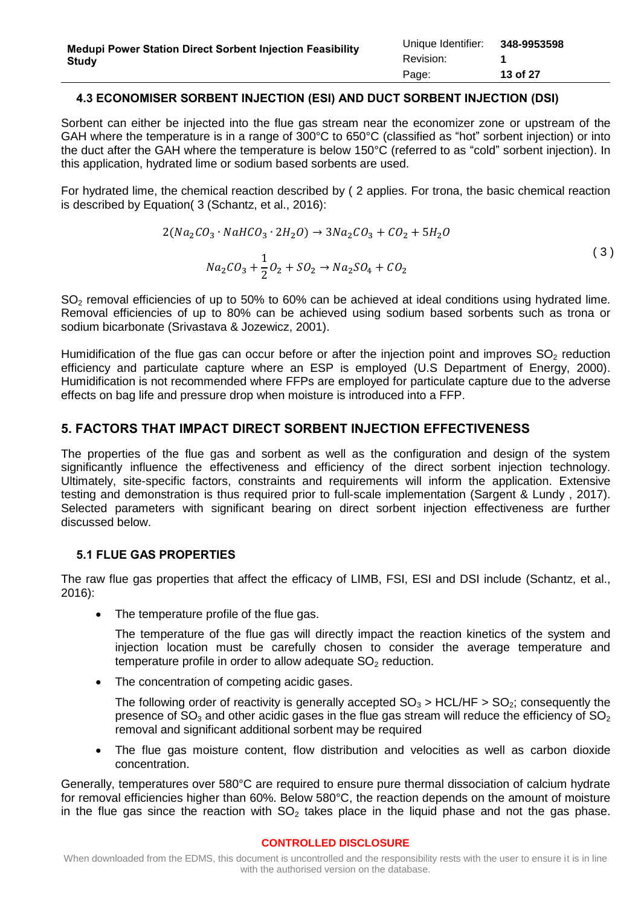### 4.3 ECONOMISER SORBENT INJECTION (ESI) AND DUCT SORBENT INJECTION (DSI)

Sorbent can either be injected into the flue gas stream near the economizer zone or upstream of the GAH where the temperature is in a range of 300°C to 650°C (classified as "hot" sorbent injection) or into the duct after the GAH where the temperature is below 150°C (referred to as "cold" sorbent injection). In this application, hydrated lime or sodium based sorbents are used.

For hydrated lime, the chemical reaction described by ( 2 applies. For trona, the basic chemical reaction is described by Equation( 3 (Schantz, et al., 2016):

$$2(Na_2CO_3 \cdot NaHCO_3 \cdot 2H_2O) \rightarrow 3Na_2CO_3 + CO_2 + 5H_2O$$
$$Na_2CO_3 + \frac{1}{2}O_2 + SO_2 \rightarrow Na_2SO_4 + CO_2 \qquad (3)$$

$SO_2$ removal efficiencies of up to 50% to 60% can be achieved at ideal conditions using hydrated lime. Removal efficiencies of up to 80% can be achieved using sodium based sorbents such as trona or sodium bicarbonate (Srivastava & Jozewicz, 2001).

Humidification of the flue gas can occur before or after the injection point and improves $SO_2$ reduction efficiency and particulate capture where an ESP is employed (U.S Department of Energy, 2000). Humidification is not recommended where FFPs are employed for particulate capture due to the adverse effects on bag life and pressure drop when moisture is introduced into a FFP.

## 5. FACTORS THAT IMPACT DIRECT SORBENT INJECTION EFFECTIVENESS

The properties of the flue gas and sorbent as well as the configuration and design of the system significantly influence the effectiveness and efficiency of the direct sorbent injection technology. Ultimately, site-specific factors, constraints and requirements will inform the application. Extensive testing and demonstration is thus required prior to full-scale implementation (Sargent & Lundy , 2017). Selected parameters with significant bearing on direct sorbent injection effectiveness are further discussed below.

### 5.1 FLUE GAS PROPERTIES

The raw flue gas properties that affect the efficacy of LIMB, FSI, ESI and DSI include (Schantz, et al., 2016):

- The temperature profile of the flue gas.

  The temperature of the flue gas will directly impact the reaction kinetics of the system and injection location must be carefully chosen to consider the average temperature and temperature profile in order to allow adequate $SO_2$ reduction.

- The concentration of competing acidic gases.

  The following order of reactivity is generally accepted $SO_3$ > HCL/HF > $SO_2$; consequently the presence of $SO_3$ and other acidic gases in the flue gas stream will reduce the efficiency of $SO_2$ removal and significant additional sorbent may be required

- The flue gas moisture content, flow distribution and velocities as well as carbon dioxide concentration.

Generally, temperatures over 580°C are required to ensure pure thermal dissociation of calcium hydrate for removal efficiencies higher than 60%. Below 580°C, the reaction depends on the amount of moisture in the flue gas since the reaction with $SO_2$ takes place in the liquid phase and not the gas phase.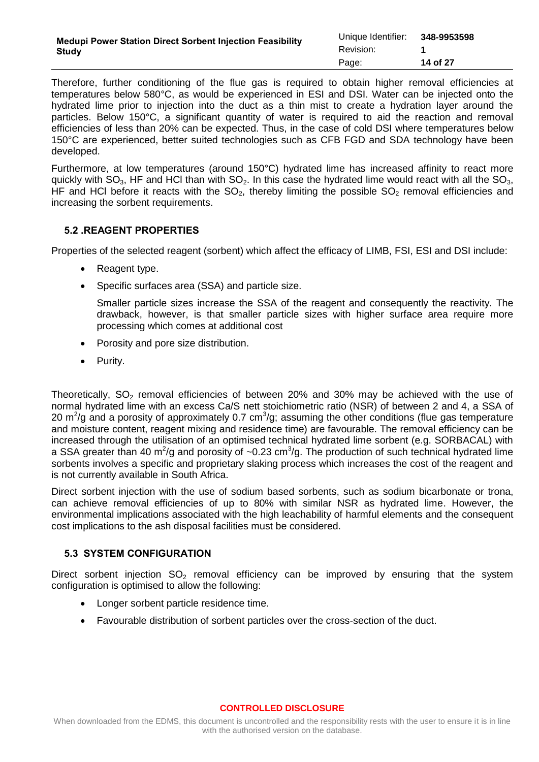Therefore, further conditioning of the flue gas is required to obtain higher removal efficiencies at temperatures below 580°C, as would be experienced in ESI and DSI. Water can be injected onto the hydrated lime prior to injection into the duct as a thin mist to create a hydration layer around the particles. Below 150°C, a significant quantity of water is required to aid the reaction and removal efficiencies of less than 20% can be expected. Thus, in the case of cold DSI where temperatures below 150°C are experienced, better suited technologies such as CFB FGD and SDA technology have been developed.

Furthermore, at low temperatures (around 150°C) hydrated lime has increased affinity to react more quickly with $SO_3$, HF and HCl than with $SO_2$. In this case the hydrated lime would react with all the $SO_3$, HF and HCl before it reacts with the $SO_2$, thereby limiting the possible $SO_2$ removal efficiencies and increasing the sorbent requirements.

## 5.2 .REAGENT PROPERTIES

Properties of the selected reagent (sorbent) which affect the efficacy of LIMB, FSI, ESI and DSI include:

- Reagent type.
- Specific surfaces area (SSA) and particle size.

  Smaller particle sizes increase the SSA of the reagent and consequently the reactivity. The drawback, however, is that smaller particle sizes with higher surface area require more processing which comes at additional cost
- Porosity and pore size distribution.
- Purity.

Theoretically, $SO_2$ removal efficiencies of between 20% and 30% may be achieved with the use of normal hydrated lime with an excess Ca/S nett stoichiometric ratio (NSR) of between 2 and 4, a SSA of 20 $m^2/g$ and a porosity of approximately 0.7 $cm^3/g$; assuming the other conditions (flue gas temperature and moisture content, reagent mixing and residence time) are favourable. The removal efficiency can be increased through the utilisation of an optimised technical hydrated lime sorbent (e.g. SORBACAL) with a SSA greater than 40 $m^2/g$ and porosity of ~0.23 $cm^3/g$. The production of such technical hydrated lime sorbents involves a specific and proprietary slaking process which increases the cost of the reagent and is not currently available in South Africa.

Direct sorbent injection with the use of sodium based sorbents, such as sodium bicarbonate or trona, can achieve removal efficiencies of up to 80% with similar NSR as hydrated lime. However, the environmental implications associated with the high leachability of harmful elements and the consequent cost implications to the ash disposal facilities must be considered.

## 5.3 SYSTEM CONFIGURATION

Direct sorbent injection $SO_2$ removal efficiency can be improved by ensuring that the system configuration is optimised to allow the following:

- Longer sorbent particle residence time.
- Favourable distribution of sorbent particles over the cross-section of the duct.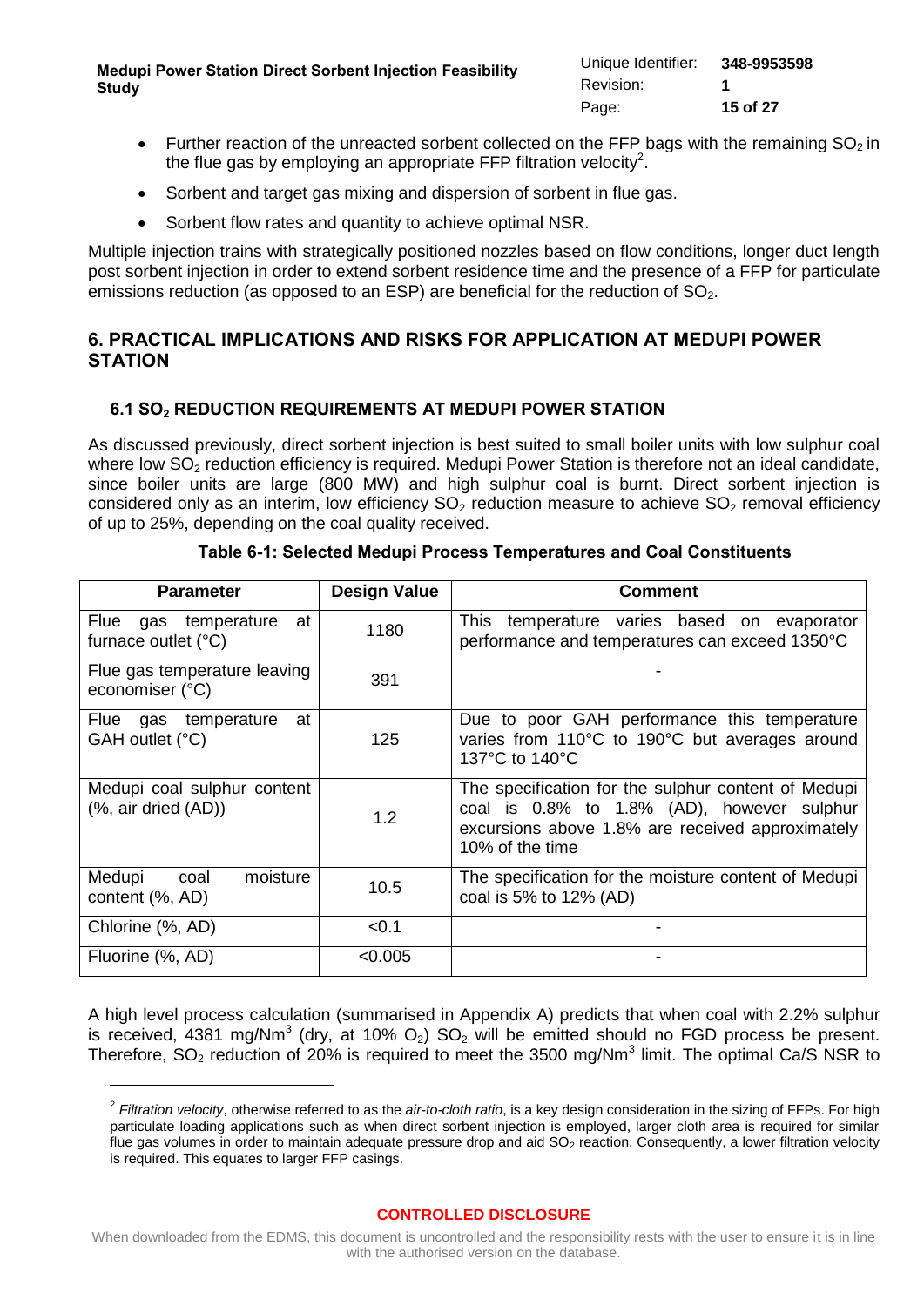- Further reaction of the unreacted sorbent collected on the FFP bags with the remaining $SO_2$ in the flue gas by employing an appropriate FFP filtration velocity[2].
- Sorbent and target gas mixing and dispersion of sorbent in flue gas.
- Sorbent flow rates and quantity to achieve optimal NSR.

Multiple injection trains with strategically positioned nozzles based on flow conditions, longer duct length post sorbent injection in order to extend sorbent residence time and the presence of a FFP for particulate emissions reduction (as opposed to an ESP) are beneficial for the reduction of $SO_2$.

## 6. PRACTICAL IMPLICATIONS AND RISKS FOR APPLICATION AT MEDUPI POWER STATION

### 6.1 $SO_2$ REDUCTION REQUIREMENTS AT MEDUPI POWER STATION

As discussed previously, direct sorbent injection is best suited to small boiler units with low sulphur coal where low $SO_2$ reduction efficiency is required. Medupi Power Station is therefore not an ideal candidate, since boiler units are large (800 MW) and high sulphur coal is burnt. Direct sorbent injection is considered only as an interim, low efficiency $SO_2$ reduction measure to achieve $SO_2$ removal efficiency of up to 25%, depending on the coal quality received.

**Table 6-1: Selected Medupi Process Temperatures and Coal Constituents**

| Parameter | Design Value | Comment |
|---|---|---|
| Flue gas temperature at furnace outlet (°C) | 1180 | This temperature varies based on evaporator performance and temperatures can exceed 1350°C |
| Flue gas temperature leaving economiser (°C) | 391 | - |
| Flue gas temperature at GAH outlet (°C) | 125 | Due to poor GAH performance this temperature varies from 110°C to 190°C but averages around 137°C to 140°C |
| Medupi coal sulphur content (%, air dried (AD)) | 1.2 | The specification for the sulphur content of Medupi coal is 0.8% to 1.8% (AD), however sulphur excursions above 1.8% are received approximately 10% of the time |
| Medupi coal moisture content (%, AD) | 10.5 | The specification for the moisture content of Medupi coal is 5% to 12% (AD) |
| Chlorine (%, AD) | <0.1 | - |
| Fluorine (%, AD) | <0.005 | - |

A high level process calculation (summarised in Appendix A) predicts that when coal with 2.2% sulphur is received, 4381 mg/Nm$^3$ (dry, at 10% $O_2$) $SO_2$ will be emitted should no FGD process be present. Therefore, $SO_2$ reduction of 20% is required to meet the 3500 mg/Nm$^3$ limit. The optimal Ca/S NSR to

[2] *Filtration velocity*, otherwise referred to as the *air-to-cloth ratio*, is a key design consideration in the sizing of FFPs. For high particulate loading applications such as when direct sorbent injection is employed, larger cloth area is required for similar flue gas volumes in order to maintain adequate pressure drop and aid $SO_2$ reaction. Consequently, a lower filtration velocity is required. This equates to larger FFP casings.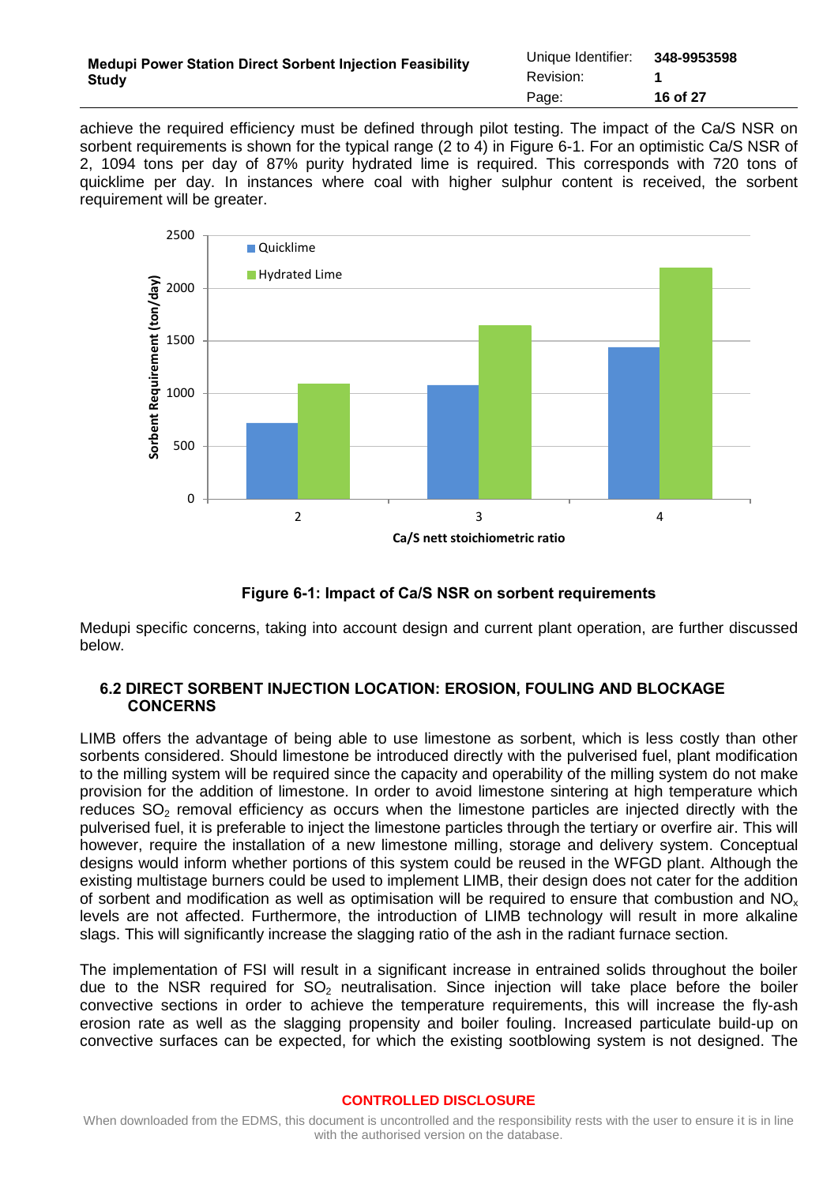achieve the required efficiency must be defined through pilot testing. The impact of the Ca/S NSR on sorbent requirements is shown for the typical range (2 to 4) in Figure 6-1. For an optimistic Ca/S NSR of 2, 1094 tons per day of 87% purity hydrated lime is required. This corresponds with 720 tons of quicklime per day. In instances where coal with higher sulphur content is received, the sorbent requirement will be greater.

**Figure 6-1: Impact of Ca/S NSR on sorbent requirements**

Medupi specific concerns, taking into account design and current plant operation, are further discussed below.

### 6.2 DIRECT SORBENT INJECTION LOCATION: EROSION, FOULING AND BLOCKAGE CONCERNS

LIMB offers the advantage of being able to use limestone as sorbent, which is less costly than other sorbents considered. Should limestone be introduced directly with the pulverised fuel, plant modification to the milling system will be required since the capacity and operability of the milling system do not make provision for the addition of limestone. In order to avoid limestone sintering at high temperature which reduces $SO_2$ removal efficiency as occurs when the limestone particles are injected directly with the pulverised fuel, it is preferable to inject the limestone particles through the tertiary or overfire air. This will however, require the installation of a new limestone milling, storage and delivery system. Conceptual designs would inform whether portions of this system could be reused in the WFGD plant. Although the existing multistage burners could be used to implement LIMB, their design does not cater for the addition of sorbent and modification as well as optimisation will be required to ensure that combustion and $NO_x$ levels are not affected. Furthermore, the introduction of LIMB technology will result in more alkaline slags. This will significantly increase the slagging ratio of the ash in the radiant furnace section.

The implementation of FSI will result in a significant increase in entrained solids throughout the boiler due to the NSR required for $SO_2$ neutralisation. Since injection will take place before the boiler convective sections in order to achieve the temperature requirements, this will increase the fly-ash erosion rate as well as the slagging propensity and boiler fouling. Increased particulate build-up on convective surfaces can be expected, for which the existing sootblowing system is not designed. The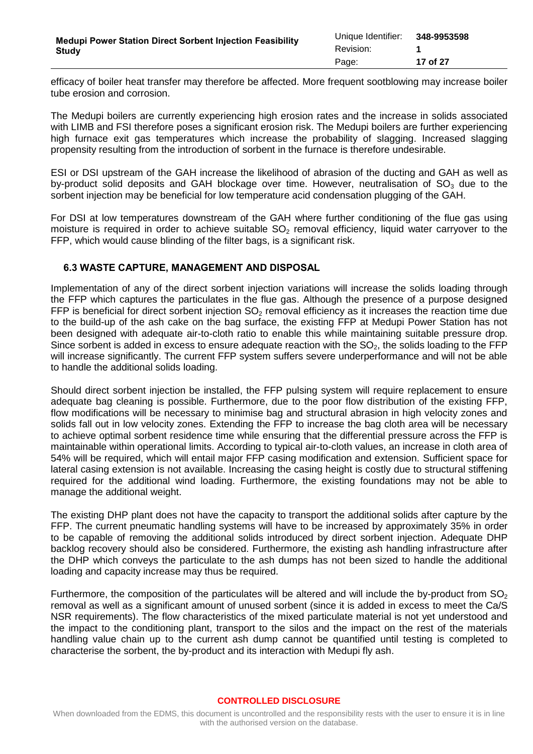efficacy of boiler heat transfer may therefore be affected. More frequent sootblowing may increase boiler tube erosion and corrosion.

The Medupi boilers are currently experiencing high erosion rates and the increase in solids associated with LIMB and FSI therefore poses a significant erosion risk. The Medupi boilers are further experiencing high furnace exit gas temperatures which increase the probability of slagging. Increased slagging propensity resulting from the introduction of sorbent in the furnace is therefore undesirable.

ESI or DSI upstream of the GAH increase the likelihood of abrasion of the ducting and GAH as well as by-product solid deposits and GAH blockage over time. However, neutralisation of $SO_3$ due to the sorbent injection may be beneficial for low temperature acid condensation plugging of the GAH.

For DSI at low temperatures downstream of the GAH where further conditioning of the flue gas using moisture is required in order to achieve suitable $SO_2$ removal efficiency, liquid water carryover to the FFP, which would cause blinding of the filter bags, is a significant risk.

## 6.3 WASTE CAPTURE, MANAGEMENT AND DISPOSAL

Implementation of any of the direct sorbent injection variations will increase the solids loading through the FFP which captures the particulates in the flue gas. Although the presence of a purpose designed FFP is beneficial for direct sorbent injection $SO_2$ removal efficiency as it increases the reaction time due to the build-up of the ash cake on the bag surface, the existing FFP at Medupi Power Station has not been designed with adequate air-to-cloth ratio to enable this while maintaining suitable pressure drop. Since sorbent is added in excess to ensure adequate reaction with the $SO_2$, the solids loading to the FFP will increase significantly. The current FFP system suffers severe underperformance and will not be able to handle the additional solids loading.

Should direct sorbent injection be installed, the FFP pulsing system will require replacement to ensure adequate bag cleaning is possible. Furthermore, due to the poor flow distribution of the existing FFP, flow modifications will be necessary to minimise bag and structural abrasion in high velocity zones and solids fall out in low velocity zones. Extending the FFP to increase the bag cloth area will be necessary to achieve optimal sorbent residence time while ensuring that the differential pressure across the FFP is maintainable within operational limits. According to typical air-to-cloth values, an increase in cloth area of 54% will be required, which will entail major FFP casing modification and extension. Sufficient space for lateral casing extension is not available. Increasing the casing height is costly due to structural stiffening required for the additional wind loading. Furthermore, the existing foundations may not be able to manage the additional weight.

The existing DHP plant does not have the capacity to transport the additional solids after capture by the FFP. The current pneumatic handling systems will have to be increased by approximately 35% in order to be capable of removing the additional solids introduced by direct sorbent injection. Adequate DHP backlog recovery should also be considered. Furthermore, the existing ash handling infrastructure after the DHP which conveys the particulate to the ash dumps has not been sized to handle the additional loading and capacity increase may thus be required.

Furthermore, the composition of the particulates will be altered and will include the by-product from $SO_2$ removal as well as a significant amount of unused sorbent (since it is added in excess to meet the Ca/S NSR requirements). The flow characteristics of the mixed particulate material is not yet understood and the impact to the conditioning plant, transport to the silos and the impact on the rest of the materials handling value chain up to the current ash dump cannot be quantified until testing is completed to characterise the sorbent, the by-product and its interaction with Medupi fly ash.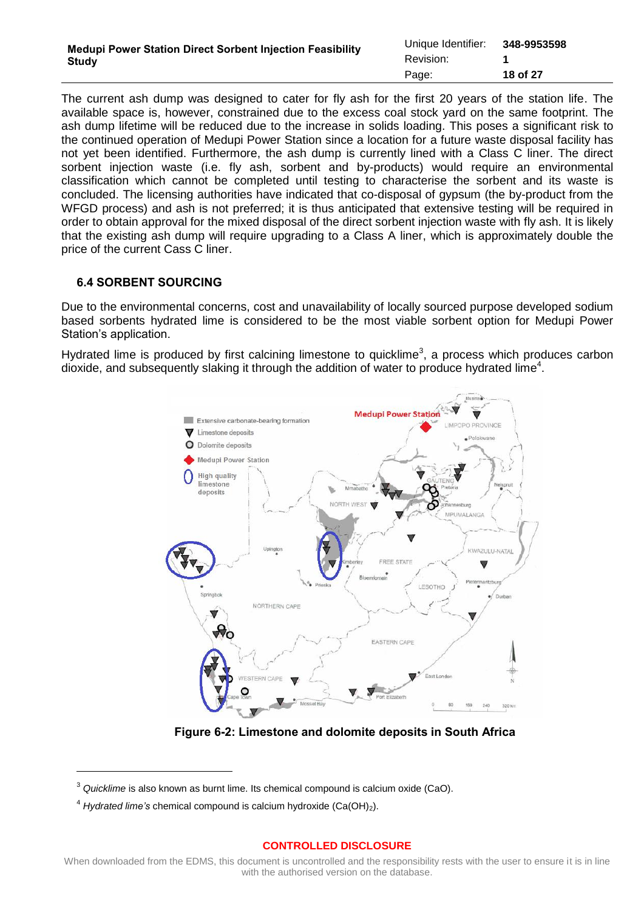The current ash dump was designed to cater for fly ash for the first 20 years of the station life. The available space is, however, constrained due to the excess coal stock yard on the same footprint. The ash dump lifetime will be reduced due to the increase in solids loading. This poses a significant risk to the continued operation of Medupi Power Station since a location for a future waste disposal facility has not yet been identified. Furthermore, the ash dump is currently lined with a Class C liner. The direct sorbent injection waste (i.e. fly ash, sorbent and by-products) would require an environmental classification which cannot be completed until testing to characterise the sorbent and its waste is concluded. The licensing authorities have indicated that co-disposal of gypsum (the by-product from the WFGD process) and ash is not preferred; it is thus anticipated that extensive testing will be required in order to obtain approval for the mixed disposal of the direct sorbent injection waste with fly ash. It is likely that the existing ash dump will require upgrading to a Class A liner, which is approximately double the price of the current Cass C liner.

## 6.4 SORBENT SOURCING

Due to the environmental concerns, cost and unavailability of locally sourced purpose developed sodium based sorbents hydrated lime is considered to be the most viable sorbent option for Medupi Power Station's application.

Hydrated lime is produced by first calcining limestone to quicklime[3], a process which produces carbon dioxide, and subsequently slaking it through the addition of water to produce hydrated lime[4].

**Figure 6-2: Limestone and dolomite deposits in South Africa**

---

[3] *Quicklime* is also known as burnt lime. Its chemical compound is calcium oxide (CaO).

[4] *Hydrated lime's* chemical compound is calcium hydroxide ($Ca(OH)_2$).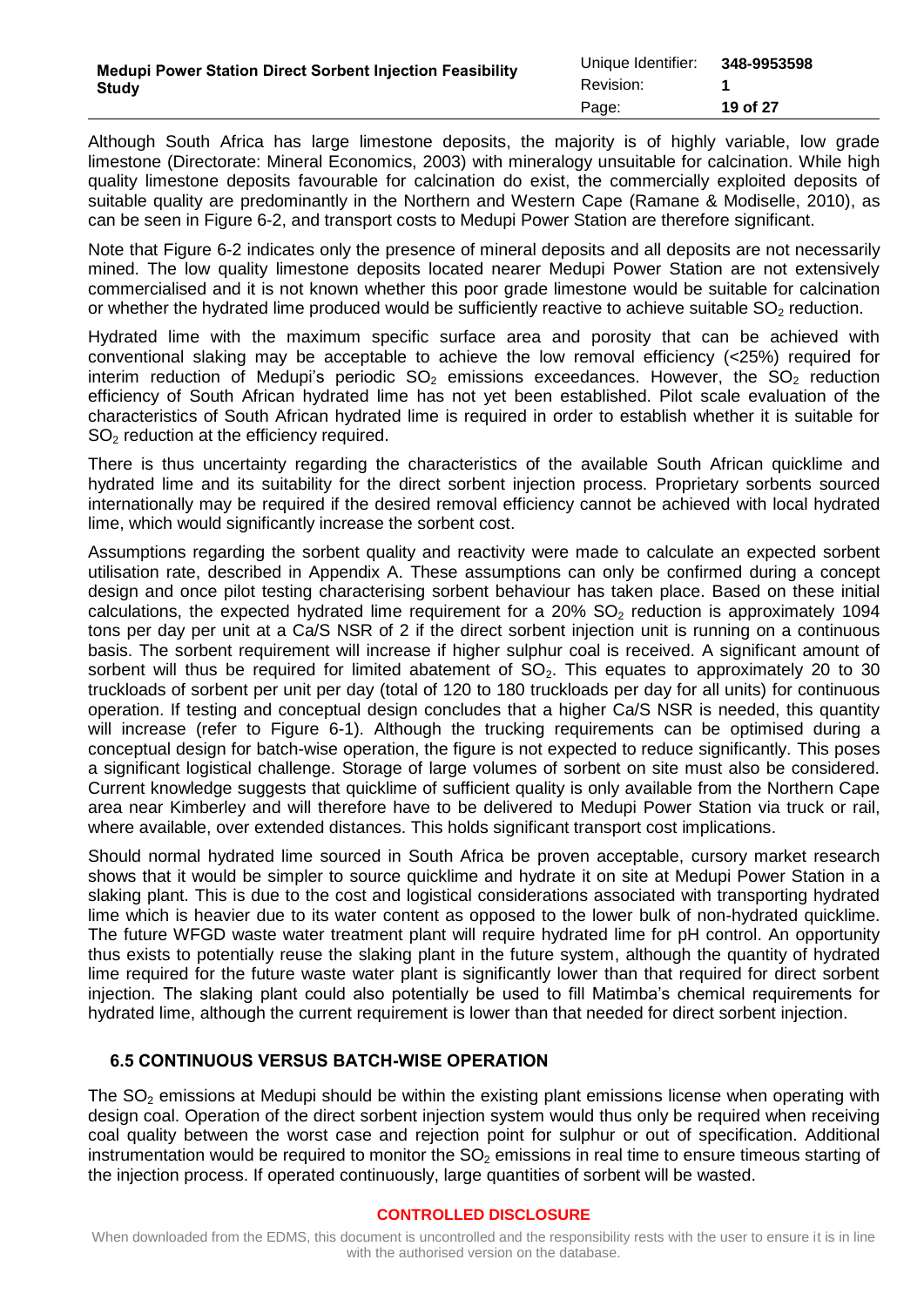Although South Africa has large limestone deposits, the majority is of highly variable, low grade limestone (Directorate: Mineral Economics, 2003) with mineralogy unsuitable for calcination. While high quality limestone deposits favourable for calcination do exist, the commercially exploited deposits of suitable quality are predominantly in the Northern and Western Cape (Ramane & Modiselle, 2010), as can be seen in Figure 6-2, and transport costs to Medupi Power Station are therefore significant.

Note that Figure 6-2 indicates only the presence of mineral deposits and all deposits are not necessarily mined. The low quality limestone deposits located nearer Medupi Power Station are not extensively commercialised and it is not known whether this poor grade limestone would be suitable for calcination or whether the hydrated lime produced would be sufficiently reactive to achieve suitable $SO_2$ reduction.

Hydrated lime with the maximum specific surface area and porosity that can be achieved with conventional slaking may be acceptable to achieve the low removal efficiency (<25%) required for interim reduction of Medupi's periodic $SO_2$ emissions exceedances. However, the $SO_2$ reduction efficiency of South African hydrated lime has not yet been established. Pilot scale evaluation of the characteristics of South African hydrated lime is required in order to establish whether it is suitable for $SO_2$ reduction at the efficiency required.

There is thus uncertainty regarding the characteristics of the available South African quicklime and hydrated lime and its suitability for the direct sorbent injection process. Proprietary sorbents sourced internationally may be required if the desired removal efficiency cannot be achieved with local hydrated lime, which would significantly increase the sorbent cost.

Assumptions regarding the sorbent quality and reactivity were made to calculate an expected sorbent utilisation rate, described in Appendix A. These assumptions can only be confirmed during a concept design and once pilot testing characterising sorbent behaviour has taken place. Based on these initial calculations, the expected hydrated lime requirement for a 20% $SO_2$ reduction is approximately 1094 tons per day per unit at a Ca/S NSR of 2 if the direct sorbent injection unit is running on a continuous basis. The sorbent requirement will increase if higher sulphur coal is received. A significant amount of sorbent will thus be required for limited abatement of $SO_2$. This equates to approximately 20 to 30 truckloads of sorbent per unit per day (total of 120 to 180 truckloads per day for all units) for continuous operation. If testing and conceptual design concludes that a higher Ca/S NSR is needed, this quantity will increase (refer to Figure 6-1). Although the trucking requirements can be optimised during a conceptual design for batch-wise operation, the figure is not expected to reduce significantly. This poses a significant logistical challenge. Storage of large volumes of sorbent on site must also be considered. Current knowledge suggests that quicklime of sufficient quality is only available from the Northern Cape area near Kimberley and will therefore have to be delivered to Medupi Power Station via truck or rail, where available, over extended distances. This holds significant transport cost implications.

Should normal hydrated lime sourced in South Africa be proven acceptable, cursory market research shows that it would be simpler to source quicklime and hydrate it on site at Medupi Power Station in a slaking plant. This is due to the cost and logistical considerations associated with transporting hydrated lime which is heavier due to its water content as opposed to the lower bulk of non-hydrated quicklime. The future WFGD waste water treatment plant will require hydrated lime for pH control. An opportunity thus exists to potentially reuse the slaking plant in the future system, although the quantity of hydrated lime required for the future waste water plant is significantly lower than that required for direct sorbent injection. The slaking plant could also potentially be used to fill Matimba's chemical requirements for hydrated lime, although the current requirement is lower than that needed for direct sorbent injection.

## 6.5 CONTINUOUS VERSUS BATCH-WISE OPERATION

The $SO_2$ emissions at Medupi should be within the existing plant emissions license when operating with design coal. Operation of the direct sorbent injection system would thus only be required when receiving coal quality between the worst case and rejection point for sulphur or out of specification. Additional instrumentation would be required to monitor the $SO_2$ emissions in real time to ensure timeous starting of the injection process. If operated continuously, large quantities of sorbent will be wasted.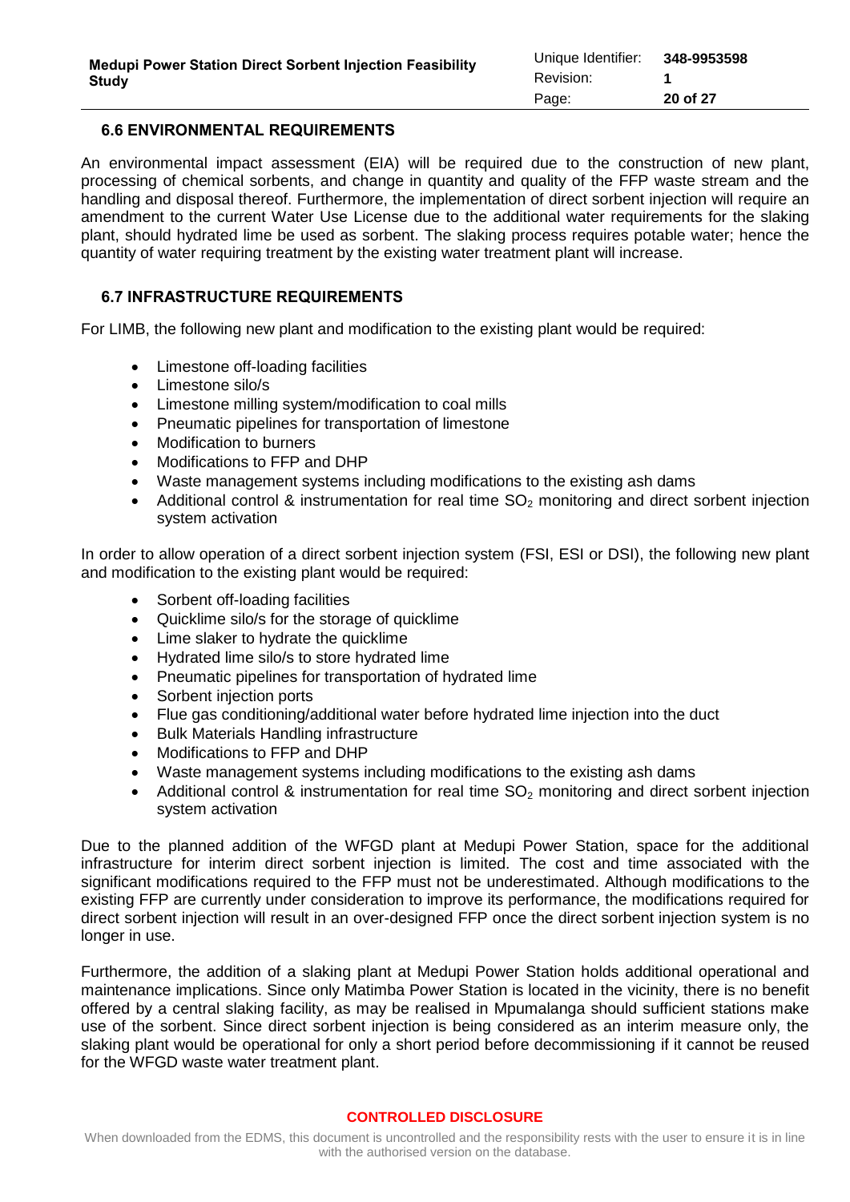### 6.6 ENVIRONMENTAL REQUIREMENTS

An environmental impact assessment (EIA) will be required due to the construction of new plant, processing of chemical sorbents, and change in quantity and quality of the FFP waste stream and the handling and disposal thereof. Furthermore, the implementation of direct sorbent injection will require an amendment to the current Water Use License due to the additional water requirements for the slaking plant, should hydrated lime be used as sorbent. The slaking process requires potable water; hence the quantity of water requiring treatment by the existing water treatment plant will increase.

### 6.7 INFRASTRUCTURE REQUIREMENTS

For LIMB, the following new plant and modification to the existing plant would be required:

- Limestone off-loading facilities
- Limestone silo/s
- Limestone milling system/modification to coal mills
- Pneumatic pipelines for transportation of limestone
- Modification to burners
- Modifications to FFP and DHP
- Waste management systems including modifications to the existing ash dams
- Additional control & instrumentation for real time $SO_2$ monitoring and direct sorbent injection system activation

In order to allow operation of a direct sorbent injection system (FSI, ESI or DSI), the following new plant and modification to the existing plant would be required:

- Sorbent off-loading facilities
- Quicklime silo/s for the storage of quicklime
- Lime slaker to hydrate the quicklime
- Hydrated lime silo/s to store hydrated lime
- Pneumatic pipelines for transportation of hydrated lime
- Sorbent injection ports
- Flue gas conditioning/additional water before hydrated lime injection into the duct
- Bulk Materials Handling infrastructure
- Modifications to FFP and DHP
- Waste management systems including modifications to the existing ash dams
- Additional control & instrumentation for real time $SO_2$ monitoring and direct sorbent injection system activation

Due to the planned addition of the WFGD plant at Medupi Power Station, space for the additional infrastructure for interim direct sorbent injection is limited. The cost and time associated with the significant modifications required to the FFP must not be underestimated. Although modifications to the existing FFP are currently under consideration to improve its performance, the modifications required for direct sorbent injection will result in an over-designed FFP once the direct sorbent injection system is no longer in use.

Furthermore, the addition of a slaking plant at Medupi Power Station holds additional operational and maintenance implications. Since only Matimba Power Station is located in the vicinity, there is no benefit offered by a central slaking facility, as may be realised in Mpumalanga should sufficient stations make use of the sorbent. Since direct sorbent injection is being considered as an interim measure only, the slaking plant would be operational for only a short period before decommissioning if it cannot be reused for the WFGD waste water treatment plant.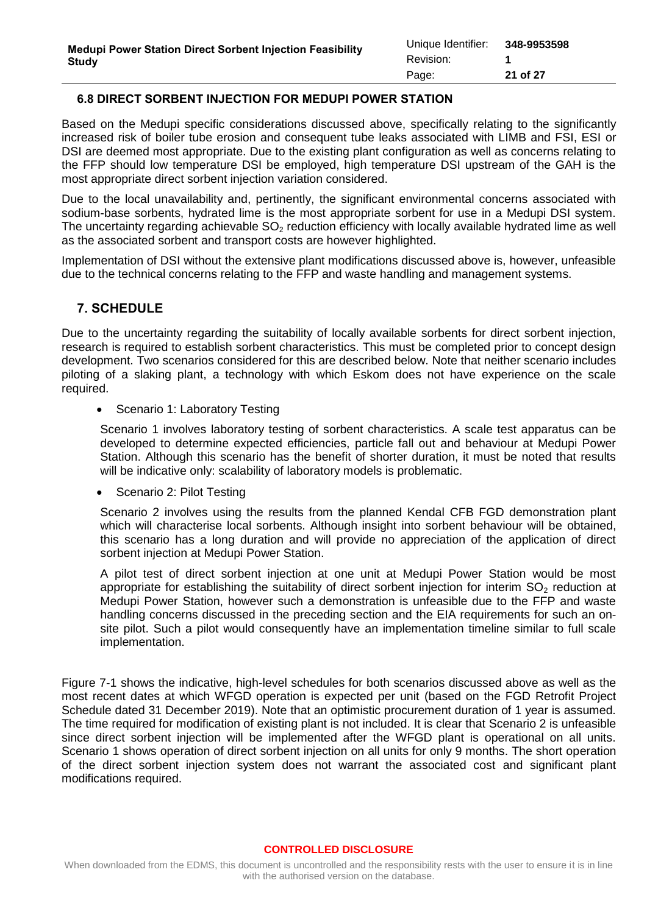### 6.8 DIRECT SORBENT INJECTION FOR MEDUPI POWER STATION

Based on the Medupi specific considerations discussed above, specifically relating to the significantly increased risk of boiler tube erosion and consequent tube leaks associated with LIMB and FSI, ESI or DSI are deemed most appropriate. Due to the existing plant configuration as well as concerns relating to the FFP should low temperature DSI be employed, high temperature DSI upstream of the GAH is the most appropriate direct sorbent injection variation considered.

Due to the local unavailability and, pertinently, the significant environmental concerns associated with sodium-base sorbents, hydrated lime is the most appropriate sorbent for use in a Medupi DSI system. The uncertainty regarding achievable $SO_2$ reduction efficiency with locally available hydrated lime as well as the associated sorbent and transport costs are however highlighted.

Implementation of DSI without the extensive plant modifications discussed above is, however, unfeasible due to the technical concerns relating to the FFP and waste handling and management systems.

## 7. SCHEDULE

Due to the uncertainty regarding the suitability of locally available sorbents for direct sorbent injection, research is required to establish sorbent characteristics. This must be completed prior to concept design development. Two scenarios considered for this are described below. Note that neither scenario includes piloting of a slaking plant, a technology with which Eskom does not have experience on the scale required.

- Scenario 1: Laboratory Testing

  Scenario 1 involves laboratory testing of sorbent characteristics. A scale test apparatus can be developed to determine expected efficiencies, particle fall out and behaviour at Medupi Power Station. Although this scenario has the benefit of shorter duration, it must be noted that results will be indicative only: scalability of laboratory models is problematic.

- Scenario 2: Pilot Testing

  Scenario 2 involves using the results from the planned Kendal CFB FGD demonstration plant which will characterise local sorbents. Although insight into sorbent behaviour will be obtained, this scenario has a long duration and will provide no appreciation of the application of direct sorbent injection at Medupi Power Station.

  A pilot test of direct sorbent injection at one unit at Medupi Power Station would be most appropriate for establishing the suitability of direct sorbent injection for interim $SO_2$ reduction at Medupi Power Station, however such a demonstration is unfeasible due to the FFP and waste handling concerns discussed in the preceding section and the EIA requirements for such an on-site pilot. Such a pilot would consequently have an implementation timeline similar to full scale implementation.

Figure 7-1 shows the indicative, high-level schedules for both scenarios discussed above as well as the most recent dates at which WFGD operation is expected per unit (based on the FGD Retrofit Project Schedule dated 31 December 2019). Note that an optimistic procurement duration of 1 year is assumed. The time required for modification of existing plant is not included. It is clear that Scenario 2 is unfeasible since direct sorbent injection will be implemented after the WFGD plant is operational on all units. Scenario 1 shows operation of direct sorbent injection on all units for only 9 months. The short operation of the direct sorbent injection system does not warrant the associated cost and significant plant modifications required.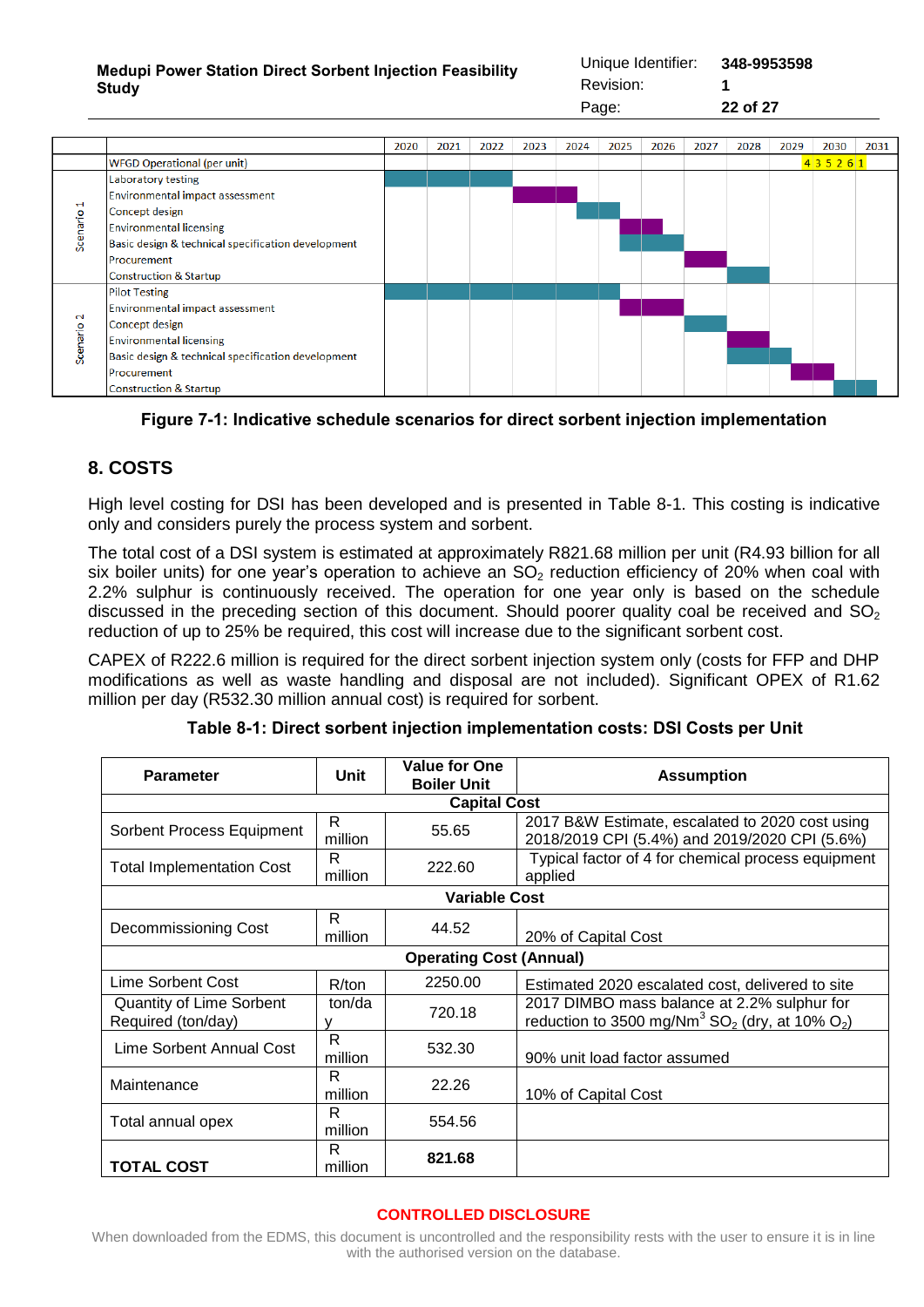| | | 2020 | 2021 | 2022 | 2023 | 2024 | 2025 | 2026 | 2027 | 2028 | 2029 | 2030 | 2031 |
|---|---|---|---|---|---|---|---|---|---|---|---|---|---|
| | WFGD Operational (per unit) | | | | | | | | | | | 4 3 5 2 6 1 | |
| Scenario 1 | Laboratory testing | ■ | ■ | ■ | | | | | | | | | |
| | Environmental impact assessment | | | | ■ | ■ | | | | | | | |
| | Concept design | | | | | ■ | ■ | | | | | | |
| | Environmental licensing | | | | | | ■ | ■ | | | | | |
| | Basic design & technical specification development | | | | | | ■ | ■ | | | | | |
| | Procurement | | | | | | | | ■ | | | | |
| | Construction & Startup | | | | | | | | | ■ | | | |
| Scenario 2 | Pilot Testing | ■ | ■ | ■ | ■ | ■ | ■ | | | | | | |
| | Environmental impact assessment | | | | | | ■ | ■ | | | | | |
| | Concept design | | | | | | | | ■ | | | | |
| | Environmental licensing | | | | | | | | | ■ | | | |
| | Basic design & technical specification development | | | | | | | | | ■ | ■ | | |
| | Procurement | | | | | | | | | | ■ | ■ | |
| | Construction & Startup | | | | | | | | | | | ■ | ■ |

**Figure 7-1: Indicative schedule scenarios for direct sorbent injection implementation**

## 8. COSTS

High level costing for DSI has been developed and is presented in Table 8-1. This costing is indicative only and considers purely the process system and sorbent.

The total cost of a DSI system is estimated at approximately R821.68 million per unit (R4.93 billion for all six boiler units) for one year's operation to achieve an $SO_2$ reduction efficiency of 20% when coal with 2.2% sulphur is continuously received. The operation for one year only is based on the schedule discussed in the preceding section of this document. Should poorer quality coal be received and $SO_2$ reduction of up to 25% be required, this cost will increase due to the significant sorbent cost.

CAPEX of R222.6 million is required for the direct sorbent injection system only (costs for FFP and DHP modifications as well as waste handling and disposal are not included). Significant OPEX of R1.62 million per day (R532.30 million annual cost) is required for sorbent.

**Table 8-1: Direct sorbent injection implementation costs: DSI Costs per Unit**

| Parameter | Unit | Value for One Boiler Unit | Assumption |
|---|---|---|---|
| **Capital Cost** | | | |
| Sorbent Process Equipment | R million | 55.65 | 2017 B&W Estimate, escalated to 2020 cost using 2018/2019 CPI (5.4%) and 2019/2020 CPI (5.6%) |
| Total Implementation Cost | R million | 222.60 | Typical factor of 4 for chemical process equipment applied |
| **Variable Cost** | | | |
| Decommissioning Cost | R million | 44.52 | 20% of Capital Cost |
| **Operating Cost (Annual)** | | | |
| Lime Sorbent Cost | R/ton | 2250.00 | Estimated 2020 escalated cost, delivered to site |
| Quantity of Lime Sorbent Required (ton/day) | ton/day | 720.18 | 2017 DIMBO mass balance at 2.2% sulphur for reduction to 3500 mg/Nm$^3$ $SO_2$ (dry, at 10% $O_2$) |
| Lime Sorbent Annual Cost | R million | 532.30 | 90% unit load factor assumed |
| Maintenance | R million | 22.26 | 10% of Capital Cost |
| Total annual opex | R million | 554.56 | |
| **TOTAL COST** | R million | **821.68** | |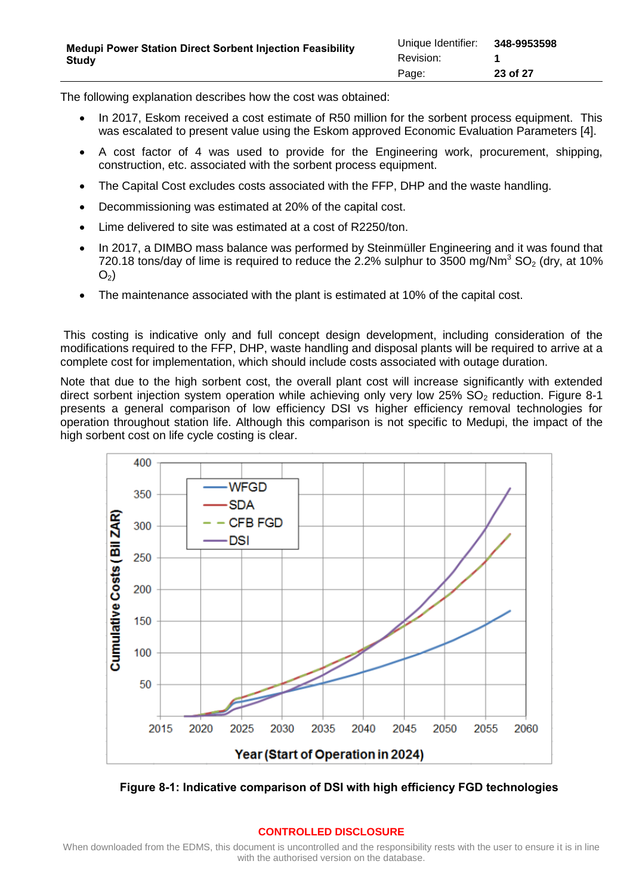The following explanation describes how the cost was obtained:

- In 2017, Eskom received a cost estimate of R50 million for the sorbent process equipment. This was escalated to present value using the Eskom approved Economic Evaluation Parameters [4].
- A cost factor of 4 was used to provide for the Engineering work, procurement, shipping, construction, etc. associated with the sorbent process equipment.
- The Capital Cost excludes costs associated with the FFP, DHP and the waste handling.
- Decommissioning was estimated at 20% of the capital cost.
- Lime delivered to site was estimated at a cost of R2250/ton.
- In 2017, a DIMBO mass balance was performed by Steinmüller Engineering and it was found that 720.18 tons/day of lime is required to reduce the 2.2% sulphur to 3500 mg/Nm[3] $SO_2$ (dry, at 10% $O_2$)
- The maintenance associated with the plant is estimated at 10% of the capital cost.

This costing is indicative only and full concept design development, including consideration of the modifications required to the FFP, DHP, waste handling and disposal plants will be required to arrive at a complete cost for implementation, which should include costs associated with outage duration.

Note that due to the high sorbent cost, the overall plant cost will increase significantly with extended direct sorbent injection system operation while achieving only very low 25% $SO_2$ reduction. Figure 8-1 presents a general comparison of low efficiency DSI vs higher efficiency removal technologies for operation throughout station life. Although this comparison is not specific to Medupi, the impact of the high sorbent cost on life cycle costing is clear.

**Figure 8-1: Indicative comparison of DSI with high efficiency FGD technologies**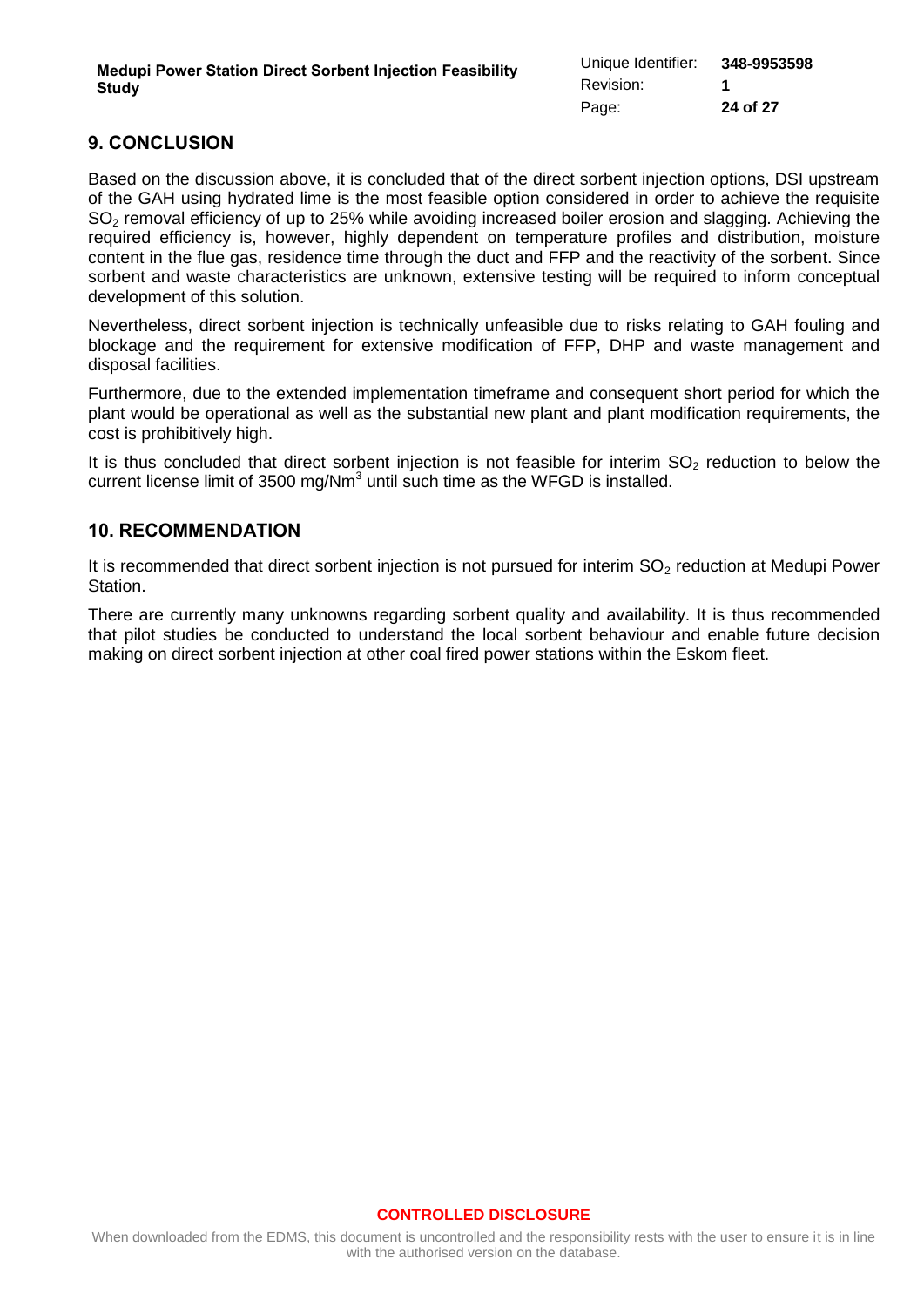## 9. CONCLUSION

Based on the discussion above, it is concluded that of the direct sorbent injection options, DSI upstream of the GAH using hydrated lime is the most feasible option considered in order to achieve the requisite $SO_2$ removal efficiency of up to 25% while avoiding increased boiler erosion and slagging. Achieving the required efficiency is, however, highly dependent on temperature profiles and distribution, moisture content in the flue gas, residence time through the duct and FFP and the reactivity of the sorbent. Since sorbent and waste characteristics are unknown, extensive testing will be required to inform conceptual development of this solution.

Nevertheless, direct sorbent injection is technically unfeasible due to risks relating to GAH fouling and blockage and the requirement for extensive modification of FFP, DHP and waste management and disposal facilities.

Furthermore, due to the extended implementation timeframe and consequent short period for which the plant would be operational as well as the substantial new plant and plant modification requirements, the cost is prohibitively high.

It is thus concluded that direct sorbent injection is not feasible for interim $SO_2$ reduction to below the current license limit of 3500 mg/Nm$^3$ until such time as the WFGD is installed.

## 10. RECOMMENDATION

It is recommended that direct sorbent injection is not pursued for interim $SO_2$ reduction at Medupi Power Station.

There are currently many unknowns regarding sorbent quality and availability. It is thus recommended that pilot studies be conducted to understand the local sorbent behaviour and enable future decision making on direct sorbent injection at other coal fired power stations within the Eskom fleet.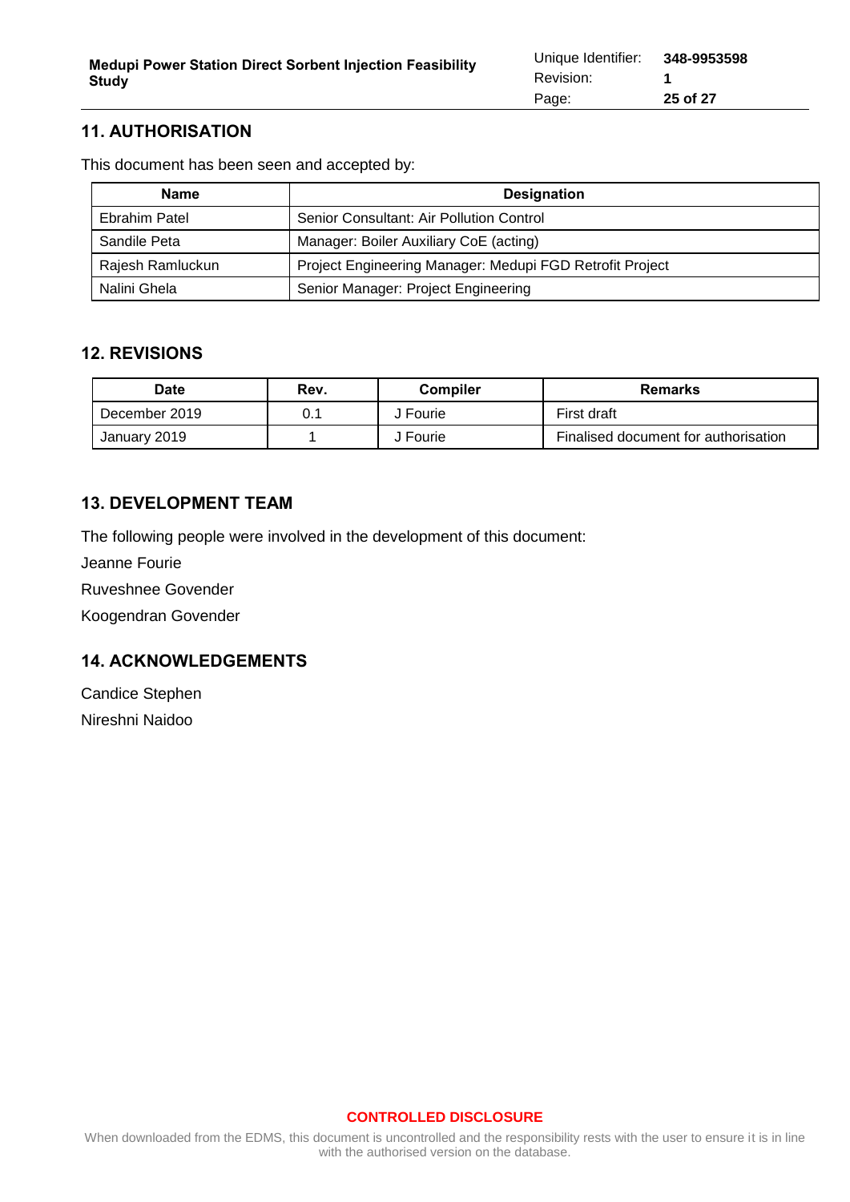## 11. AUTHORISATION

This document has been seen and accepted by:

| Name | Designation |
|---|---|
| Ebrahim Patel | Senior Consultant: Air Pollution Control |
| Sandile Peta | Manager: Boiler Auxiliary CoE (acting) |
| Rajesh Ramluckun | Project Engineering Manager: Medupi FGD Retrofit Project |
| Nalini Ghela | Senior Manager: Project Engineering |

## 12. REVISIONS

| Date | Rev. | Compiler | Remarks |
|---|---|---|---|
| December 2019 | 0.1 | J Fourie | First draft |
| January 2019 | 1 | J Fourie | Finalised document for authorisation |

## 13. DEVELOPMENT TEAM

The following people were involved in the development of this document:

Jeanne Fourie

Ruveshnee Govender

Koogendran Govender

## 14. ACKNOWLEDGEMENTS

Candice Stephen

Nireshni Naidoo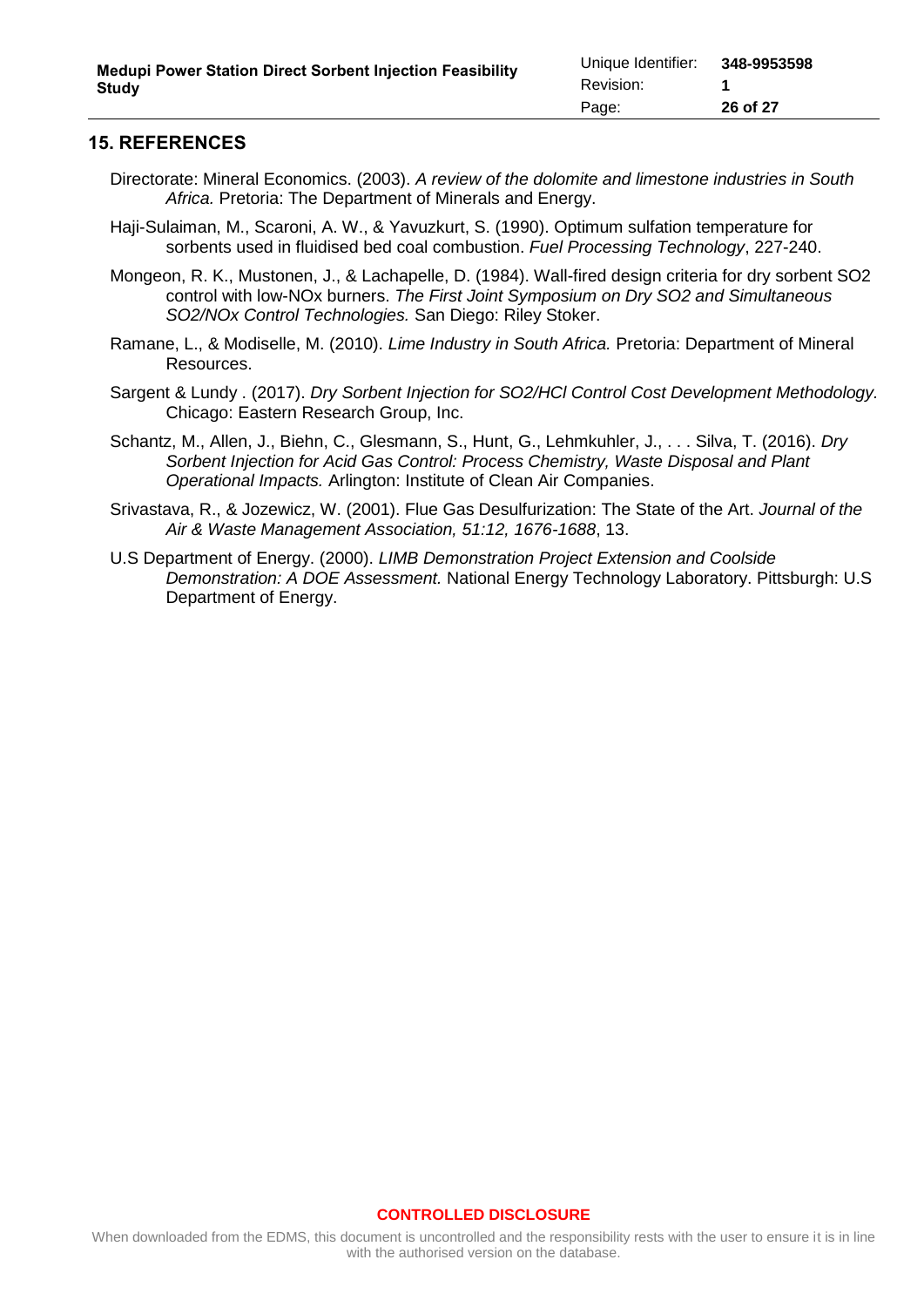## 15. REFERENCES

Directorate: Mineral Economics. (2003). *A review of the dolomite and limestone industries in South Africa.* Pretoria: The Department of Minerals and Energy.

Haji-Sulaiman, M., Scaroni, A. W., & Yavuzkurt, S. (1990). Optimum sulfation temperature for sorbents used in fluidised bed coal combustion. *Fuel Processing Technology*, 227-240.

Mongeon, R. K., Mustonen, J., & Lachapelle, D. (1984). Wall-fired design criteria for dry sorbent SO2 control with low-NOx burners. *The First Joint Symposium on Dry SO2 and Simultaneous SO2/NOx Control Technologies.* San Diego: Riley Stoker.

Ramane, L., & Modiselle, M. (2010). *Lime Industry in South Africa.* Pretoria: Department of Mineral Resources.

Sargent & Lundy . (2017). *Dry Sorbent Injection for SO2/HCl Control Cost Development Methodology.* Chicago: Eastern Research Group, Inc.

Schantz, M., Allen, J., Biehn, C., Glesmann, S., Hunt, G., Lehmkuhler, J., . . . Silva, T. (2016). *Dry Sorbent Injection for Acid Gas Control: Process Chemistry, Waste Disposal and Plant Operational Impacts.* Arlington: Institute of Clean Air Companies.

Srivastava, R., & Jozewicz, W. (2001). Flue Gas Desulfurization: The State of the Art. *Journal of the Air & Waste Management Association, 51:12, 1676-1688*, 13.

U.S Department of Energy. (2000). *LIMB Demonstration Project Extension and Coolside Demonstration: A DOE Assessment.* National Energy Technology Laboratory. Pittsburgh: U.S Department of Energy.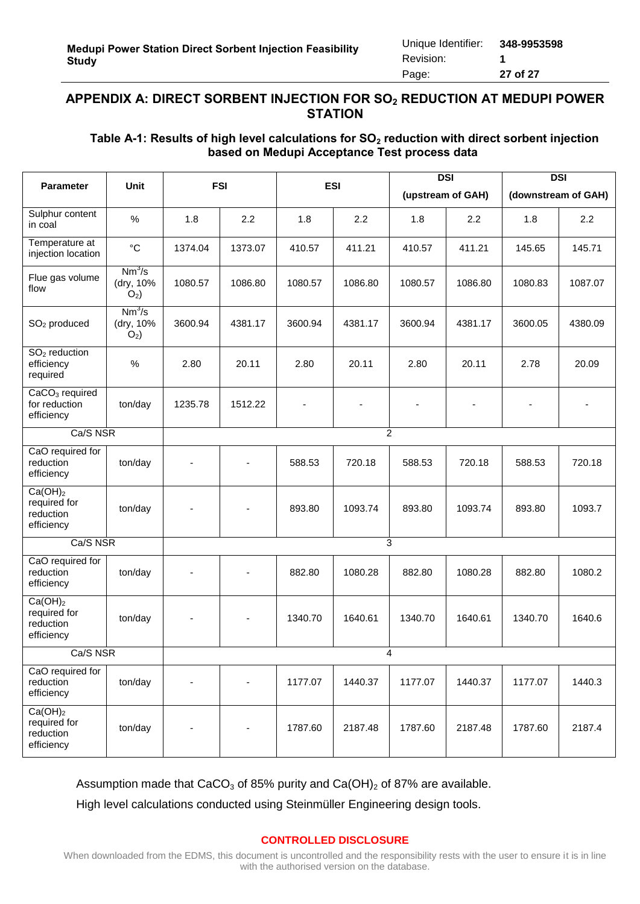## APPENDIX A: DIRECT SORBENT INJECTION FOR $SO_2$ REDUCTION AT MEDUPI POWER STATION

### Table A-1: Results of high level calculations for $SO_2$ reduction with direct sorbent injection based on Medupi Acceptance Test process data

| Parameter | Unit | FSI | | ESI | | DSI (upstream of GAH) | | DSI (downstream of GAH) | |
|---|---|---|---|---|---|---|---|---|---|
| Sulphur content in coal | % | 1.8 | 2.2 | 1.8 | 2.2 | 1.8 | 2.2 | 1.8 | 2.2 |
| Temperature at injection location | °C | 1374.04 | 1373.07 | 410.57 | 411.21 | 410.57 | 411.21 | 145.65 | 145.71 |
| Flue gas volume flow | $Nm^3/s$ (dry, 10% $O_2$) | 1080.57 | 1086.80 | 1080.57 | 1086.80 | 1080.57 | 1086.80 | 1080.83 | 1087.07 |
| $SO_2$ produced | $Nm^3/s$ (dry, 10% $O_2$) | 3600.94 | 4381.17 | 3600.94 | 4381.17 | 3600.94 | 4381.17 | 3600.05 | 4380.09 |
| $SO_2$ reduction efficiency required | % | 2.80 | 20.11 | 2.80 | 20.11 | 2.80 | 20.11 | 2.78 | 20.09 |
| $CaCO_3$ required for reduction efficiency | ton/day | 1235.78 | 1512.22 | - | - | - | - | - | - |
| Ca/S NSR | | 2 | | | | | | | |
| CaO required for reduction efficiency | ton/day | - | - | 588.53 | 720.18 | 588.53 | 720.18 | 588.53 | 720.18 |
| $Ca(OH)_2$ required for reduction efficiency | ton/day | - | - | 893.80 | 1093.74 | 893.80 | 1093.74 | 893.80 | 1093.7 |
| Ca/S NSR | | 3 | | | | | | | |
| CaO required for reduction efficiency | ton/day | - | - | 882.80 | 1080.28 | 882.80 | 1080.28 | 882.80 | 1080.2 |
| $Ca(OH)_2$ required for reduction efficiency | ton/day | - | - | 1340.70 | 1640.61 | 1340.70 | 1640.61 | 1340.70 | 1640.6 |
| Ca/S NSR | | 4 | | | | | | | |
| CaO required for reduction efficiency | ton/day | - | - | 1177.07 | 1440.37 | 1177.07 | 1440.37 | 1177.07 | 1440.3 |
| $Ca(OH)_2$ required for reduction efficiency | ton/day | - | - | 1787.60 | 2187.48 | 1787.60 | 2187.48 | 1787.60 | 2187.4 |

Assumption made that $CaCO_3$ of 85% purity and $Ca(OH)_2$ of 87% are available.

High level calculations conducted using Steinmüller Engineering design tools.